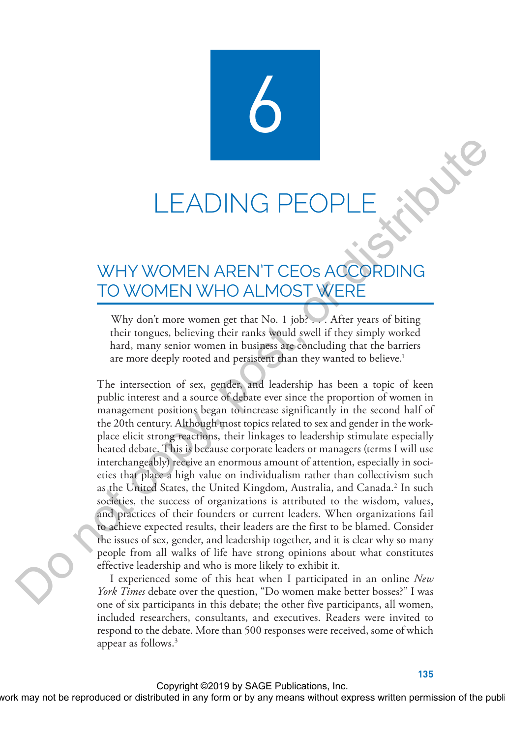# 6

# LEADING PEOPLE

## WHY WOMEN AREN'T CEOs ACCORDING TO WOMEN WHO ALMOST WERE

> Why don't more women get that No. 1 job? . . . After years of biting their tongues, believing their ranks would swell if they simply worked hard, many senior women in business are concluding that the barriers are more deeply rooted and persistent than they wanted to believe.[1]

The intersection of sex, gender, and leadership has been a topic of keen public interest and a source of debate ever since the proportion of women in management positions began to increase significantly in the second half of the 20th century. Although most topics related to sex and gender in the workplace elicit strong reactions, their linkages to leadership stimulate especially heated debate. This is because corporate leaders or managers (terms I will use interchangeably) receive an enormous amount of attention, especially in societies that place a high value on individualism rather than collectivism such as the United States, the United Kingdom, Australia, and Canada.[2] In such societies, the success of organizations is attributed to the wisdom, values, and practices of their founders or current leaders. When organizations fail to achieve expected results, their leaders are the first to be blamed. Consider the issues of sex, gender, and leadership together, and it is clear why so many people from all walks of life have strong opinions about what constitutes effective leadership and who is more likely to exhibit it.

I experienced some of this heat when I participated in an online *New York Times* debate over the question, "Do women make better bosses?" I was one of six participants in this debate; the other five participants, all women, included researchers, consultants, and executives. Readers were invited to respond to the debate. More than 500 responses were received, some of which appear as follows.[3]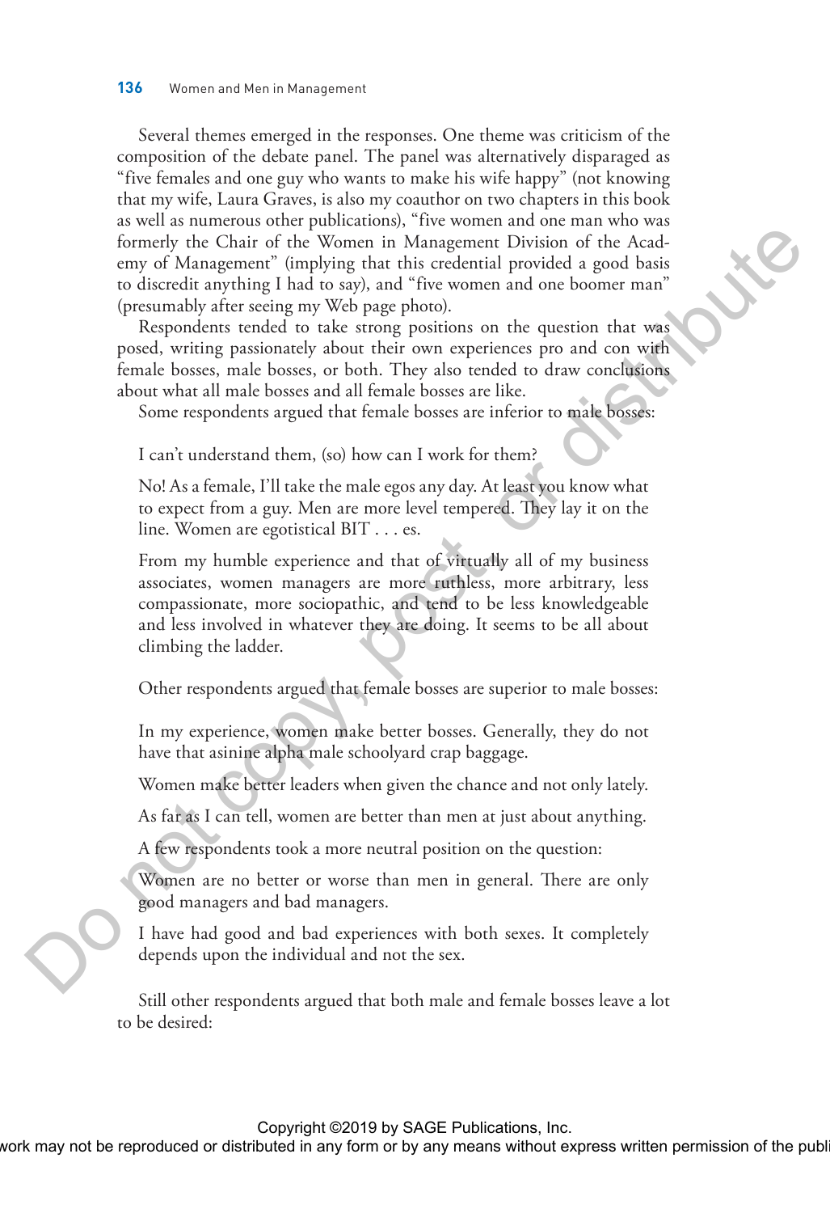Several themes emerged in the responses. One theme was criticism of the composition of the debate panel. The panel was alternatively disparaged as "five females and one guy who wants to make his wife happy" (not knowing that my wife, Laura Graves, is also my coauthor on two chapters in this book as well as numerous other publications), "five women and one man who was formerly the Chair of the Women in Management Division of the Academy of Management" (implying that this credential provided a good basis to discredit anything I had to say), and "five women and one boomer man" (presumably after seeing my Web page photo).

Respondents tended to take strong positions on the question that was posed, writing passionately about their own experiences pro and con with female bosses, male bosses, or both. They also tended to draw conclusions about what all male bosses and all female bosses are like.

Some respondents argued that female bosses are inferior to male bosses:

> I can't understand them, (so) how can I work for them?
>
> No! As a female, I'll take the male egos any day. At least you know what to expect from a guy. Men are more level tempered. They lay it on the line. Women are egotistical BIT . . . es.
>
> From my humble experience and that of virtually all of my business associates, women managers are more ruthless, more arbitrary, less compassionate, more sociopathic, and tend to be less knowledgeable and less involved in whatever they are doing. It seems to be all about climbing the ladder.

Other respondents argued that female bosses are superior to male bosses:

> In my experience, women make better bosses. Generally, they do not have that asinine alpha male schoolyard crap baggage.
>
> Women make better leaders when given the chance and not only lately.
>
> As far as I can tell, women are better than men at just about anything.

A few respondents took a more neutral position on the question:

> Women are no better or worse than men in general. There are only good managers and bad managers.
>
> I have had good and bad experiences with both sexes. It completely depends upon the individual and not the sex.

Still other respondents argued that both male and female bosses leave a lot to be desired: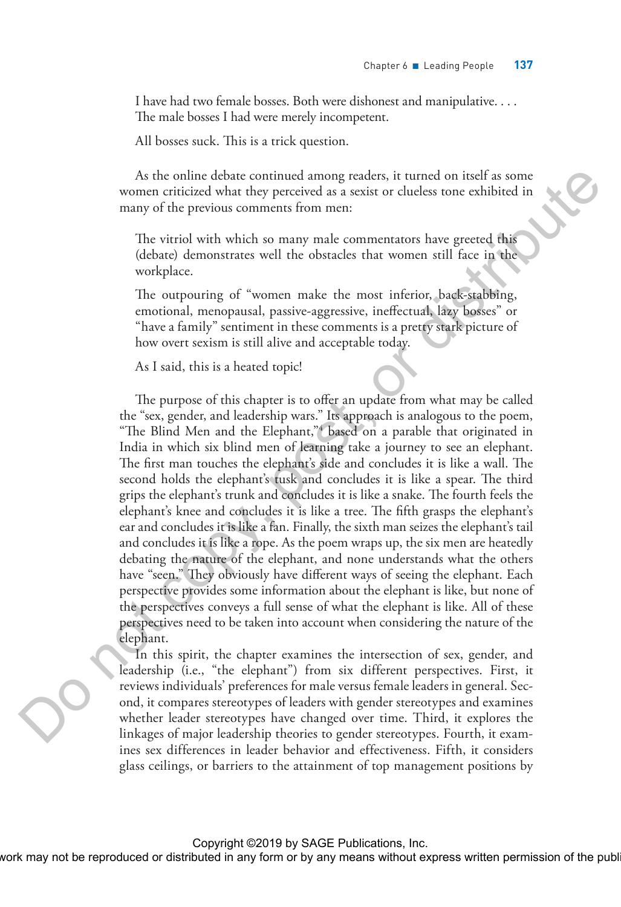I have had two female bosses. Both were dishonest and manipulative. . . . The male bosses I had were merely incompetent.

All bosses suck. This is a trick question.

As the online debate continued among readers, it turned on itself as some women criticized what they perceived as a sexist or clueless tone exhibited in many of the previous comments from men:

The vitriol with which so many male commentators have greeted this (debate) demonstrates well the obstacles that women still face in the workplace.

The outpouring of "women make the most inferior, back-stabbing, emotional, menopausal, passive-aggressive, ineffectual, lazy bosses" or "have a family" sentiment in these comments is a pretty stark picture of how overt sexism is still alive and acceptable today.

As I said, this is a heated topic!

The purpose of this chapter is to offer an update from what may be called the "sex, gender, and leadership wars." Its approach is analogous to the poem, "The Blind Men and the Elephant,"[4] based on a parable that originated in India in which six blind men of learning take a journey to see an elephant. The first man touches the elephant's side and concludes it is like a wall. The second holds the elephant's tusk and concludes it is like a spear. The third grips the elephant's trunk and concludes it is like a snake. The fourth feels the elephant's knee and concludes it is like a tree. The fifth grasps the elephant's ear and concludes it is like a fan. Finally, the sixth man seizes the elephant's tail and concludes it is like a rope. As the poem wraps up, the six men are heatedly debating the nature of the elephant, and none understands what the others have "seen." They obviously have different ways of seeing the elephant. Each perspective provides some information about the elephant is like, but none of the perspectives conveys a full sense of what the elephant is like. All of these perspectives need to be taken into account when considering the nature of the elephant.

In this spirit, the chapter examines the intersection of sex, gender, and leadership (i.e., "the elephant") from six different perspectives. First, it reviews individuals' preferences for male versus female leaders in general. Second, it compares stereotypes of leaders with gender stereotypes and examines whether leader stereotypes have changed over time. Third, it explores the linkages of major leadership theories to gender stereotypes. Fourth, it examines sex differences in leader behavior and effectiveness. Fifth, it considers glass ceilings, or barriers to the attainment of top management positions by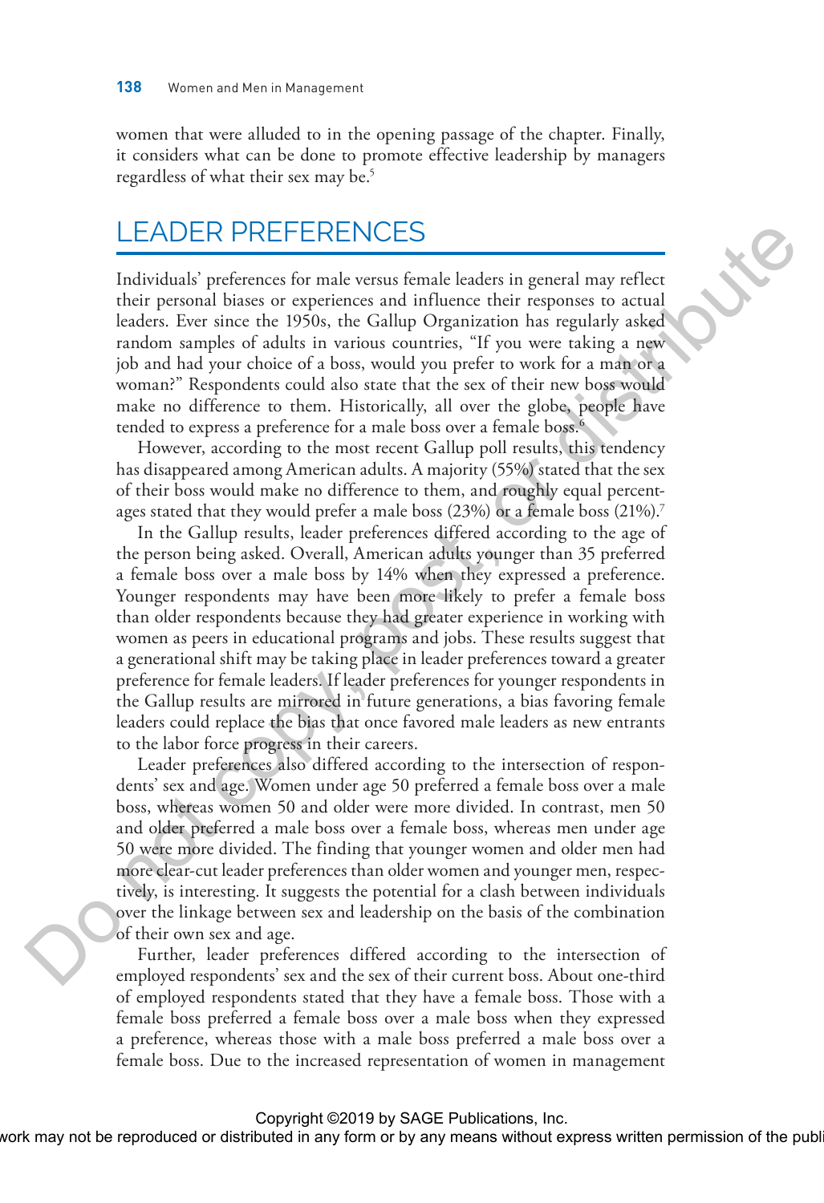women that were alluded to in the opening passage of the chapter. Finally, it considers what can be done to promote effective leadership by managers regardless of what their sex may be.[5]

## LEADER PREFERENCES

Individuals' preferences for male versus female leaders in general may reflect their personal biases or experiences and influence their responses to actual leaders. Ever since the 1950s, the Gallup Organization has regularly asked random samples of adults in various countries, "If you were taking a new job and had your choice of a boss, would you prefer to work for a man or a woman?" Respondents could also state that the sex of their new boss would make no difference to them. Historically, all over the globe, people have tended to express a preference for a male boss over a female boss.[6]

However, according to the most recent Gallup poll results, this tendency has disappeared among American adults. A majority (55%) stated that the sex of their boss would make no difference to them, and roughly equal percentages stated that they would prefer a male boss (23%) or a female boss (21%).[7]

In the Gallup results, leader preferences differed according to the age of the person being asked. Overall, American adults younger than 35 preferred a female boss over a male boss by 14% when they expressed a preference. Younger respondents may have been more likely to prefer a female boss than older respondents because they had greater experience in working with women as peers in educational programs and jobs. These results suggest that a generational shift may be taking place in leader preferences toward a greater preference for female leaders. If leader preferences for younger respondents in the Gallup results are mirrored in future generations, a bias favoring female leaders could replace the bias that once favored male leaders as new entrants to the labor force progress in their careers.

Leader preferences also differed according to the intersection of respondents' sex and age. Women under age 50 preferred a female boss over a male boss, whereas women 50 and older were more divided. In contrast, men 50 and older preferred a male boss over a female boss, whereas men under age 50 were more divided. The finding that younger women and older men had more clear-cut leader preferences than older women and younger men, respectively, is interesting. It suggests the potential for a clash between individuals over the linkage between sex and leadership on the basis of the combination of their own sex and age.

Further, leader preferences differed according to the intersection of employed respondents' sex and the sex of their current boss. About one-third of employed respondents stated that they have a female boss. Those with a female boss preferred a female boss over a male boss when they expressed a preference, whereas those with a male boss preferred a male boss over a female boss. Due to the increased representation of women in management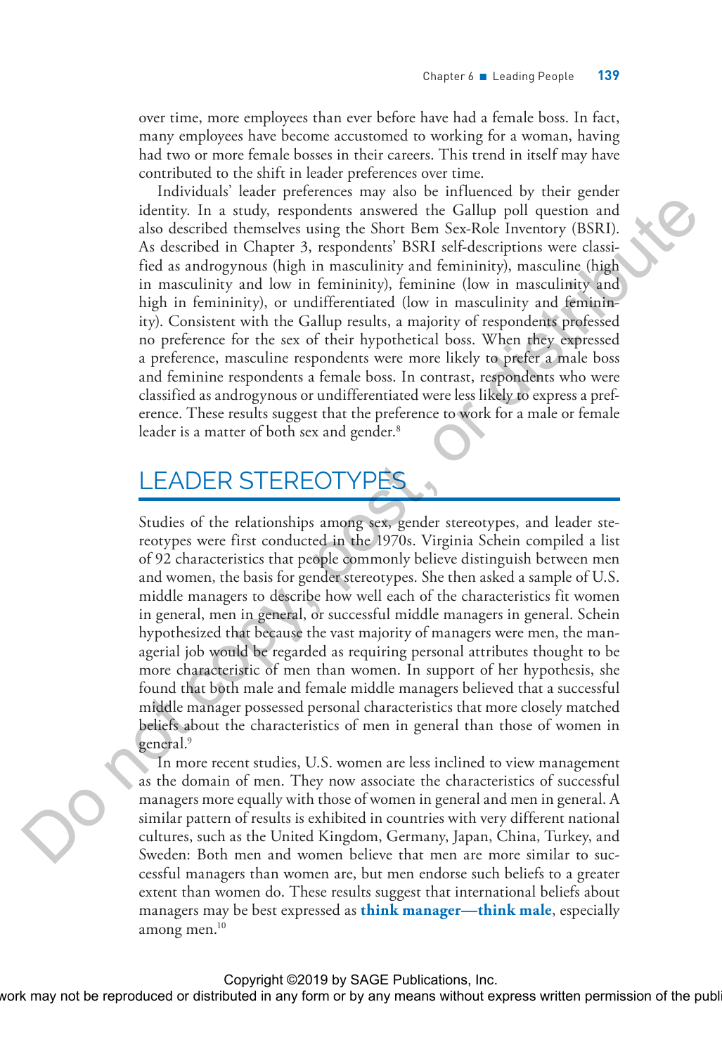over time, more employees than ever before have had a female boss. In fact, many employees have become accustomed to working for a woman, having had two or more female bosses in their careers. This trend in itself may have contributed to the shift in leader preferences over time.

Individuals' leader preferences may also be influenced by their gender identity. In a study, respondents answered the Gallup poll question and also described themselves using the Short Bem Sex-Role Inventory (BSRI). As described in Chapter 3, respondents' BSRI self-descriptions were classified as androgynous (high in masculinity and femininity), masculine (high in masculinity and low in femininity), feminine (low in masculinity and high in femininity), or undifferentiated (low in masculinity and femininity). Consistent with the Gallup results, a majority of respondents professed no preference for the sex of their hypothetical boss. When they expressed a preference, masculine respondents were more likely to prefer a male boss and feminine respondents a female boss. In contrast, respondents who were classified as androgynous or undifferentiated were less likely to express a preference. These results suggest that the preference to work for a male or female leader is a matter of both sex and gender.[8]

## LEADER STEREOTYPES

Studies of the relationships among sex, gender stereotypes, and leader stereotypes were first conducted in the 1970s. Virginia Schein compiled a list of 92 characteristics that people commonly believe distinguish between men and women, the basis for gender stereotypes. She then asked a sample of U.S. middle managers to describe how well each of the characteristics fit women in general, men in general, or successful middle managers in general. Schein hypothesized that because the vast majority of managers were men, the managerial job would be regarded as requiring personal attributes thought to be more characteristic of men than women. In support of her hypothesis, she found that both male and female middle managers believed that a successful middle manager possessed personal characteristics that more closely matched beliefs about the characteristics of men in general than those of women in general.[9]

In more recent studies, U.S. women are less inclined to view management as the domain of men. They now associate the characteristics of successful managers more equally with those of women in general and men in general. A similar pattern of results is exhibited in countries with very different national cultures, such as the United Kingdom, Germany, Japan, China, Turkey, and Sweden: Both men and women believe that men are more similar to successful managers than women are, but men endorse such beliefs to a greater extent than women do. These results suggest that international beliefs about managers may be best expressed as **think manager—think male**, especially among men.[10]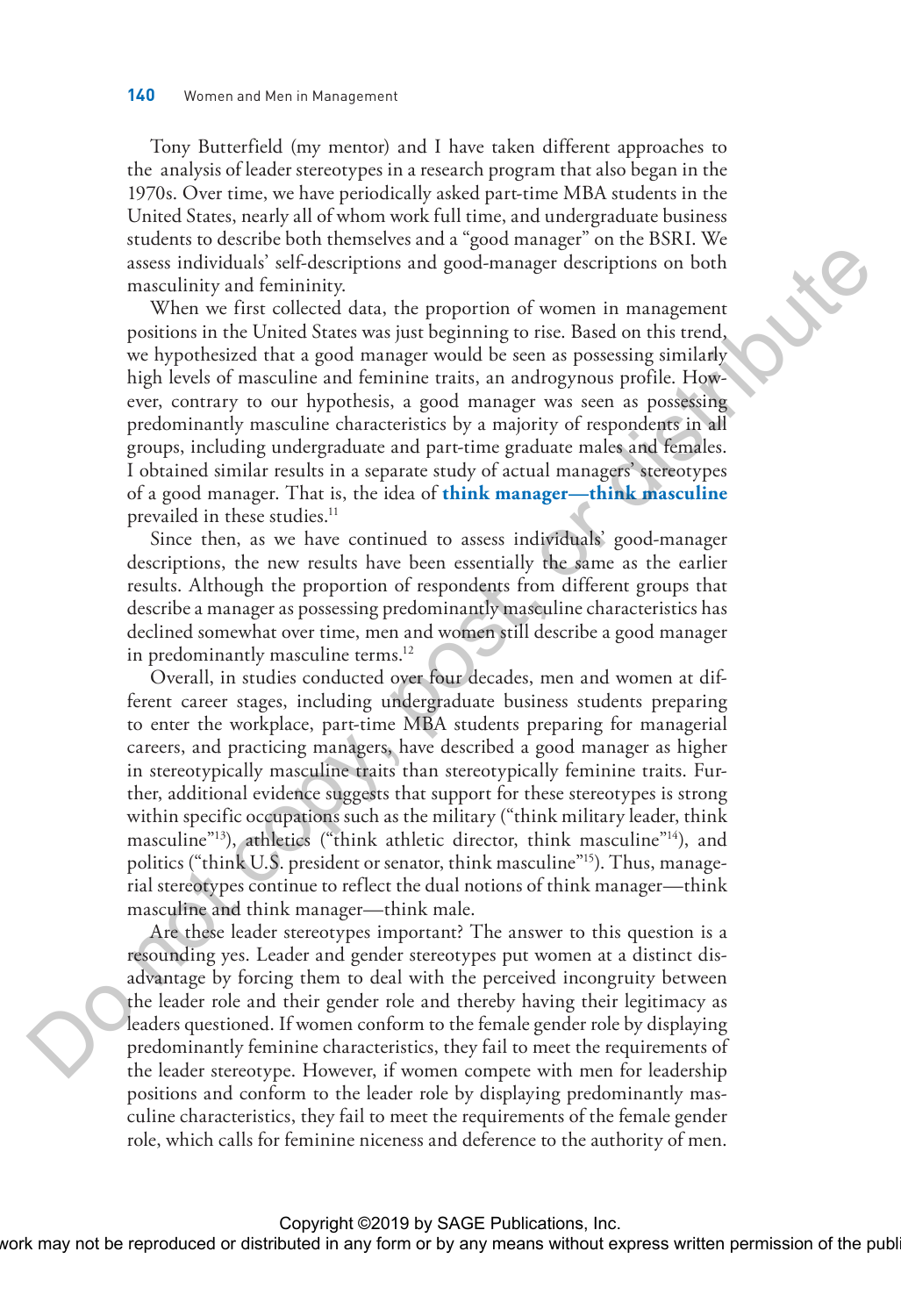Tony Butterfield (my mentor) and I have taken different approaches to the analysis of leader stereotypes in a research program that also began in the 1970s. Over time, we have periodically asked part-time MBA students in the United States, nearly all of whom work full time, and undergraduate business students to describe both themselves and a "good manager" on the BSRI. We assess individuals' self-descriptions and good-manager descriptions on both masculinity and femininity.

When we first collected data, the proportion of women in management positions in the United States was just beginning to rise. Based on this trend, we hypothesized that a good manager would be seen as possessing similarly high levels of masculine and feminine traits, an androgynous profile. However, contrary to our hypothesis, a good manager was seen as possessing predominantly masculine characteristics by a majority of respondents in all groups, including undergraduate and part-time graduate males and females. I obtained similar results in a separate study of actual managers' stereotypes of a good manager. That is, the idea of **think manager—think masculine** prevailed in these studies.[11]

Since then, as we have continued to assess individuals' good-manager descriptions, the new results have been essentially the same as the earlier results. Although the proportion of respondents from different groups that describe a manager as possessing predominantly masculine characteristics has declined somewhat over time, men and women still describe a good manager in predominantly masculine terms.[12]

Overall, in studies conducted over four decades, men and women at different career stages, including undergraduate business students preparing to enter the workplace, part-time MBA students preparing for managerial careers, and practicing managers, have described a good manager as higher in stereotypically masculine traits than stereotypically feminine traits. Further, additional evidence suggests that support for these stereotypes is strong within specific occupations such as the military ("think military leader, think masculine"[13]), athletics ("think athletic director, think masculine"[14]), and politics ("think U.S. president or senator, think masculine"[15]). Thus, managerial stereotypes continue to reflect the dual notions of think manager—think masculine and think manager—think male.

Are these leader stereotypes important? The answer to this question is a resounding yes. Leader and gender stereotypes put women at a distinct disadvantage by forcing them to deal with the perceived incongruity between the leader role and their gender role and thereby having their legitimacy as leaders questioned. If women conform to the female gender role by displaying predominantly feminine characteristics, they fail to meet the requirements of the leader stereotype. However, if women compete with men for leadership positions and conform to the leader role by displaying predominantly masculine characteristics, they fail to meet the requirements of the female gender role, which calls for feminine niceness and deference to the authority of men.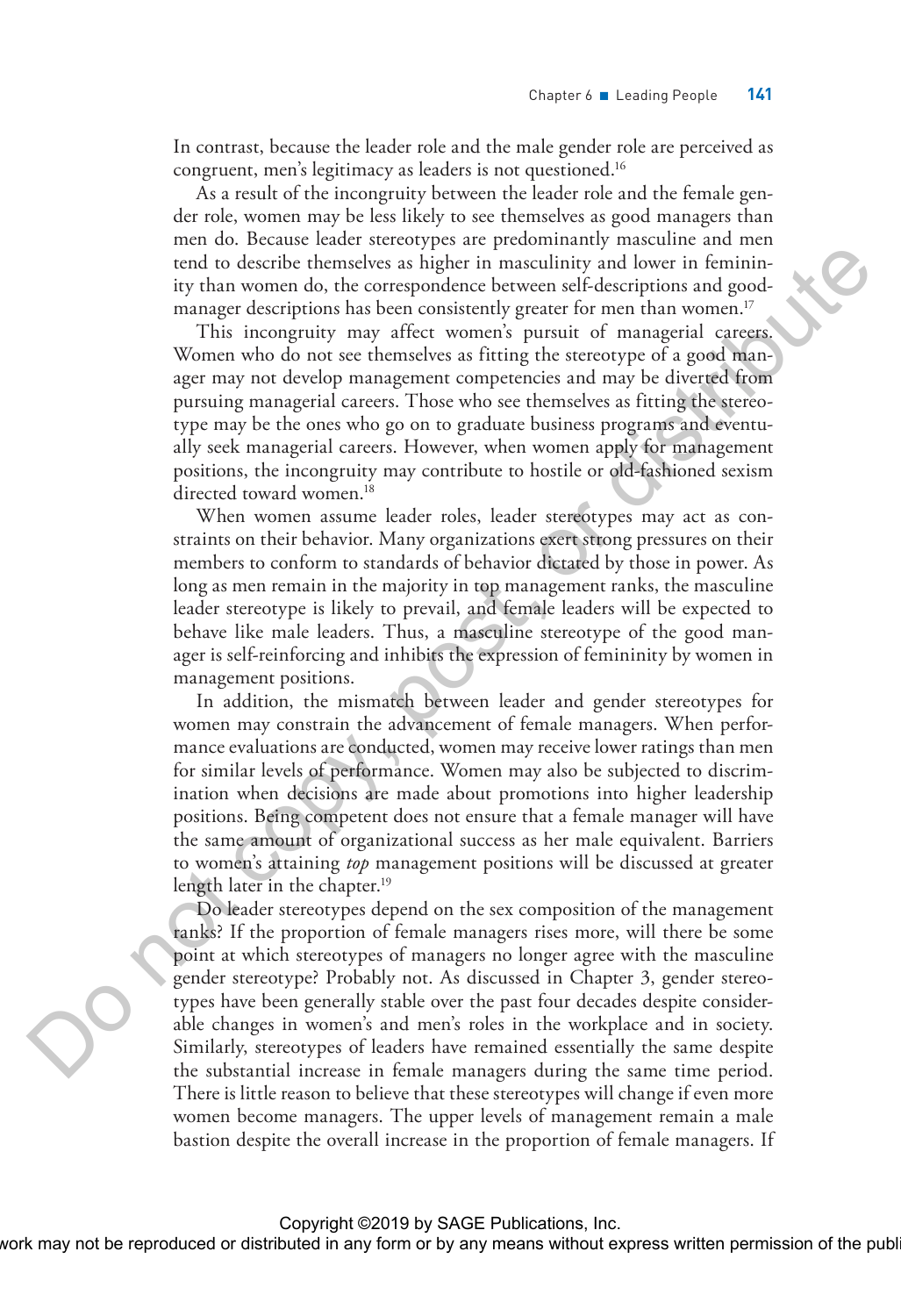In contrast, because the leader role and the male gender role are perceived as congruent, men's legitimacy as leaders is not questioned.[16]

As a result of the incongruity between the leader role and the female gender role, women may be less likely to see themselves as good managers than men do. Because leader stereotypes are predominantly masculine and men tend to describe themselves as higher in masculinity and lower in femininity than women do, the correspondence between self-descriptions and good-manager descriptions has been consistently greater for men than women.[17]

This incongruity may affect women's pursuit of managerial careers. Women who do not see themselves as fitting the stereotype of a good manager may not develop management competencies and may be diverted from pursuing managerial careers. Those who see themselves as fitting the stereotype may be the ones who go on to graduate business programs and eventually seek managerial careers. However, when women apply for management positions, the incongruity may contribute to hostile or old-fashioned sexism directed toward women.[18]

When women assume leader roles, leader stereotypes may act as constraints on their behavior. Many organizations exert strong pressures on their members to conform to standards of behavior dictated by those in power. As long as men remain in the majority in top management ranks, the masculine leader stereotype is likely to prevail, and female leaders will be expected to behave like male leaders. Thus, a masculine stereotype of the good manager is self-reinforcing and inhibits the expression of femininity by women in management positions.

In addition, the mismatch between leader and gender stereotypes for women may constrain the advancement of female managers. When performance evaluations are conducted, women may receive lower ratings than men for similar levels of performance. Women may also be subjected to discrimination when decisions are made about promotions into higher leadership positions. Being competent does not ensure that a female manager will have the same amount of organizational success as her male equivalent. Barriers to women's attaining *top* management positions will be discussed at greater length later in the chapter.[19]

Do leader stereotypes depend on the sex composition of the management ranks? If the proportion of female managers rises more, will there be some point at which stereotypes of managers no longer agree with the masculine gender stereotype? Probably not. As discussed in Chapter 3, gender stereotypes have been generally stable over the past four decades despite considerable changes in women's and men's roles in the workplace and in society. Similarly, stereotypes of leaders have remained essentially the same despite the substantial increase in female managers during the same time period. There is little reason to believe that these stereotypes will change if even more women become managers. The upper levels of management remain a male bastion despite the overall increase in the proportion of female managers. If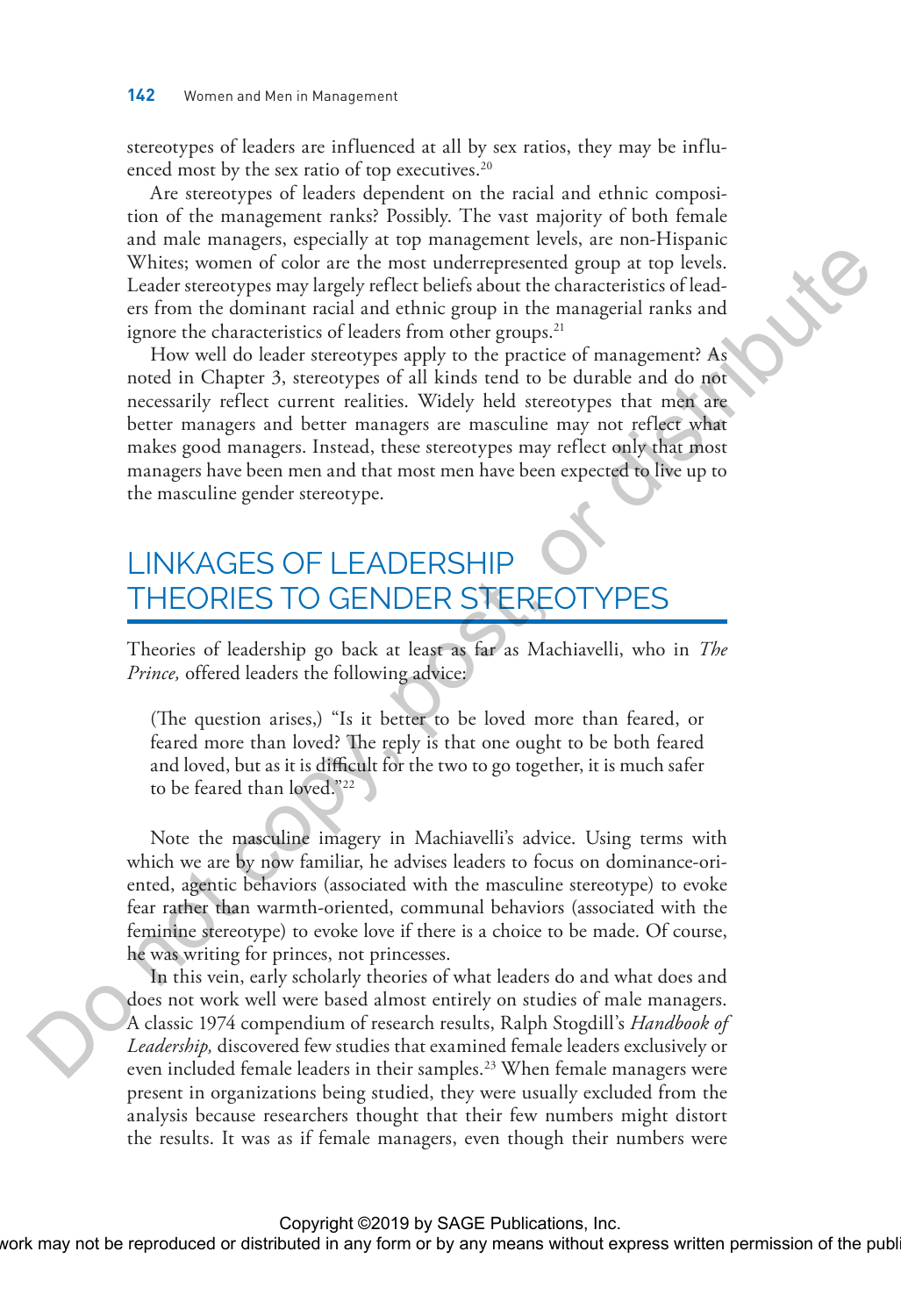stereotypes of leaders are influenced at all by sex ratios, they may be influenced most by the sex ratio of top executives.[20]

Are stereotypes of leaders dependent on the racial and ethnic composition of the management ranks? Possibly. The vast majority of both female and male managers, especially at top management levels, are non-Hispanic Whites; women of color are the most underrepresented group at top levels. Leader stereotypes may largely reflect beliefs about the characteristics of leaders from the dominant racial and ethnic group in the managerial ranks and ignore the characteristics of leaders from other groups.[21]

How well do leader stereotypes apply to the practice of management? As noted in Chapter 3, stereotypes of all kinds tend to be durable and do not necessarily reflect current realities. Widely held stereotypes that men are better managers and better managers are masculine may not reflect what makes good managers. Instead, these stereotypes may reflect only that most managers have been men and that most men have been expected to live up to the masculine gender stereotype.

## LINKAGES OF LEADERSHIP THEORIES TO GENDER STEREOTYPES

Theories of leadership go back at least as far as Machiavelli, who in *The Prince,* offered leaders the following advice:

> (The question arises,) "Is it better to be loved more than feared, or feared more than loved? The reply is that one ought to be both feared and loved, but as it is difficult for the two to go together, it is much safer to be feared than loved."[22]

Note the masculine imagery in Machiavelli's advice. Using terms with which we are by now familiar, he advises leaders to focus on dominance-oriented, agentic behaviors (associated with the masculine stereotype) to evoke fear rather than warmth-oriented, communal behaviors (associated with the feminine stereotype) to evoke love if there is a choice to be made. Of course, he was writing for princes, not princesses.

In this vein, early scholarly theories of what leaders do and what does and does not work well were based almost entirely on studies of male managers. A classic 1974 compendium of research results, Ralph Stogdill's *Handbook of Leadership,* discovered few studies that examined female leaders exclusively or even included female leaders in their samples.[23] When female managers were present in organizations being studied, they were usually excluded from the analysis because researchers thought that their few numbers might distort the results. It was as if female managers, even though their numbers were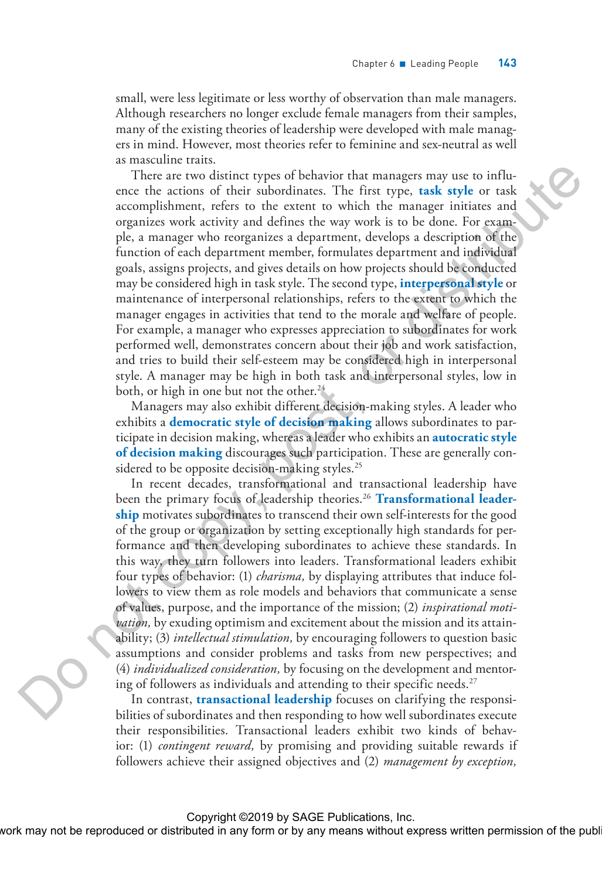small, were less legitimate or less worthy of observation than male managers. Although researchers no longer exclude female managers from their samples, many of the existing theories of leadership were developed with male managers in mind. However, most theories refer to feminine and sex-neutral as well as masculine traits.

There are two distinct types of behavior that managers may use to influence the actions of their subordinates. The first type, **task style** or task accomplishment, refers to the extent to which the manager initiates and organizes work activity and defines the way work is to be done. For example, a manager who reorganizes a department, develops a description of the function of each department member, formulates department and individual goals, assigns projects, and gives details on how projects should be conducted may be considered high in task style. The second type, **interpersonal style** or maintenance of interpersonal relationships, refers to the extent to which the manager engages in activities that tend to the morale and welfare of people. For example, a manager who expresses appreciation to subordinates for work performed well, demonstrates concern about their job and work satisfaction, and tries to build their self-esteem may be considered high in interpersonal style. A manager may be high in both task and interpersonal styles, low in both, or high in one but not the other.[24]

Managers may also exhibit different decision-making styles. A leader who exhibits a **democratic style of decision making** allows subordinates to participate in decision making, whereas a leader who exhibits an **autocratic style of decision making** discourages such participation. These are generally considered to be opposite decision-making styles.[25]

In recent decades, transformational and transactional leadership have been the primary focus of leadership theories.[26] **Transformational leadership** motivates subordinates to transcend their own self-interests for the good of the group or organization by setting exceptionally high standards for performance and then developing subordinates to achieve these standards. In this way, they turn followers into leaders. Transformational leaders exhibit four types of behavior: (1) *charisma,* by displaying attributes that induce followers to view them as role models and behaviors that communicate a sense of values, purpose, and the importance of the mission; (2) *inspirational motivation,* by exuding optimism and excitement about the mission and its attainability; (3) *intellectual stimulation,* by encouraging followers to question basic assumptions and consider problems and tasks from new perspectives; and (4) *individualized consideration,* by focusing on the development and mentoring of followers as individuals and attending to their specific needs.[27]

In contrast, **transactional leadership** focuses on clarifying the responsibilities of subordinates and then responding to how well subordinates execute their responsibilities. Transactional leaders exhibit two kinds of behavior: (1) *contingent reward,* by promising and providing suitable rewards if followers achieve their assigned objectives and (2) *management by exception,*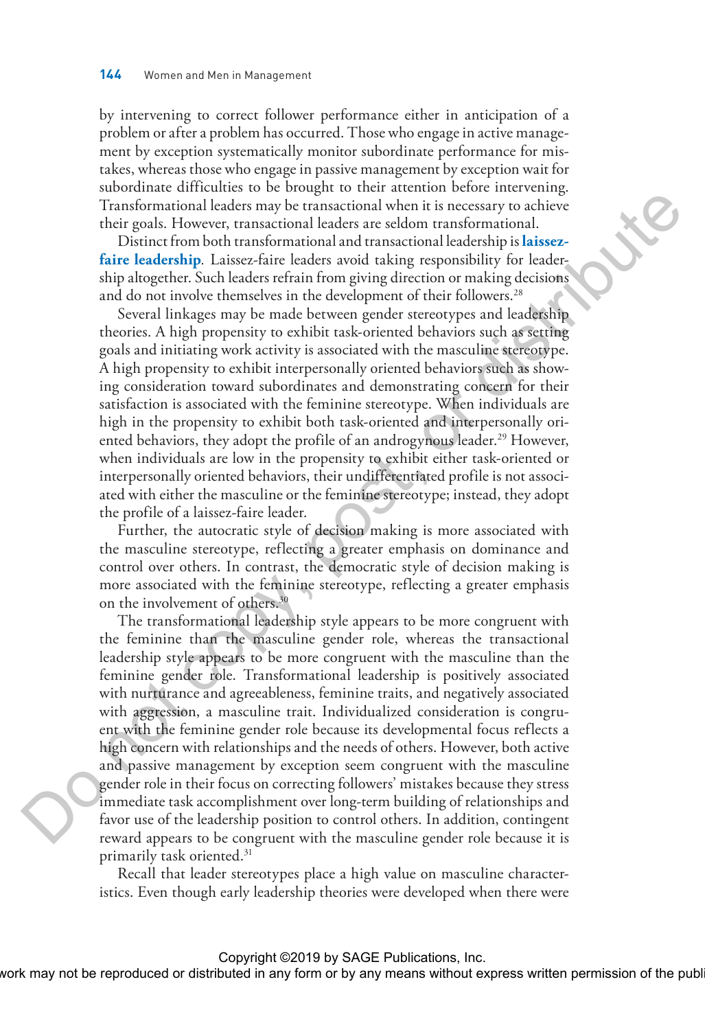by intervening to correct follower performance either in anticipation of a problem or after a problem has occurred. Those who engage in active management by exception systematically monitor subordinate performance for mistakes, whereas those who engage in passive management by exception wait for subordinate difficulties to be brought to their attention before intervening. Transformational leaders may be transactional when it is necessary to achieve their goals. However, transactional leaders are seldom transformational.

Distinct from both transformational and transactional leadership is **laissez-faire leadership**. Laissez-faire leaders avoid taking responsibility for leadership altogether. Such leaders refrain from giving direction or making decisions and do not involve themselves in the development of their followers.[28]

Several linkages may be made between gender stereotypes and leadership theories. A high propensity to exhibit task-oriented behaviors such as setting goals and initiating work activity is associated with the masculine stereotype. A high propensity to exhibit interpersonally oriented behaviors such as showing consideration toward subordinates and demonstrating concern for their satisfaction is associated with the feminine stereotype. When individuals are high in the propensity to exhibit both task-oriented and interpersonally oriented behaviors, they adopt the profile of an androgynous leader.[29] However, when individuals are low in the propensity to exhibit either task-oriented or interpersonally oriented behaviors, their undifferentiated profile is not associated with either the masculine or the feminine stereotype; instead, they adopt the profile of a laissez-faire leader.

Further, the autocratic style of decision making is more associated with the masculine stereotype, reflecting a greater emphasis on dominance and control over others. In contrast, the democratic style of decision making is more associated with the feminine stereotype, reflecting a greater emphasis on the involvement of others.[30]

The transformational leadership style appears to be more congruent with the feminine than the masculine gender role, whereas the transactional leadership style appears to be more congruent with the masculine than the feminine gender role. Transformational leadership is positively associated with nurturance and agreeableness, feminine traits, and negatively associated with aggression, a masculine trait. Individualized consideration is congruent with the feminine gender role because its developmental focus reflects a high concern with relationships and the needs of others. However, both active and passive management by exception seem congruent with the masculine gender role in their focus on correcting followers' mistakes because they stress immediate task accomplishment over long-term building of relationships and favor use of the leadership position to control others. In addition, contingent reward appears to be congruent with the masculine gender role because it is primarily task oriented.[31]

Recall that leader stereotypes place a high value on masculine characteristics. Even though early leadership theories were developed when there were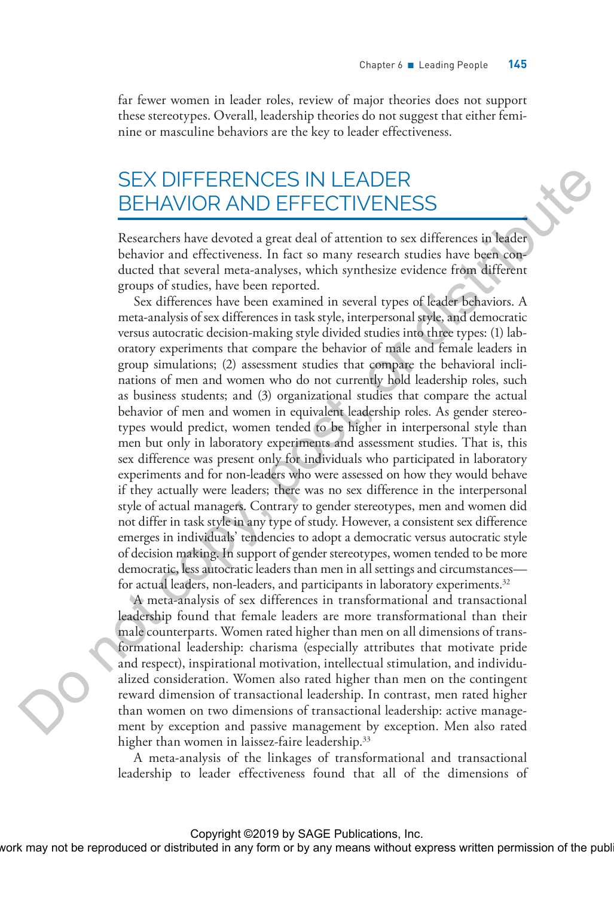far fewer women in leader roles, review of major theories does not support these stereotypes. Overall, leadership theories do not suggest that either feminine or masculine behaviors are the key to leader effectiveness.

## SEX DIFFERENCES IN LEADER BEHAVIOR AND EFFECTIVENESS

Researchers have devoted a great deal of attention to sex differences in leader behavior and effectiveness. In fact so many research studies have been conducted that several meta-analyses, which synthesize evidence from different groups of studies, have been reported.

Sex differences have been examined in several types of leader behaviors. A meta-analysis of sex differences in task style, interpersonal style, and democratic versus autocratic decision-making style divided studies into three types: (1) laboratory experiments that compare the behavior of male and female leaders in group simulations; (2) assessment studies that compare the behavioral inclinations of men and women who do not currently hold leadership roles, such as business students; and (3) organizational studies that compare the actual behavior of men and women in equivalent leadership roles. As gender stereotypes would predict, women tended to be higher in interpersonal style than men but only in laboratory experiments and assessment studies. That is, this sex difference was present only for individuals who participated in laboratory experiments and for non-leaders who were assessed on how they would behave if they actually were leaders; there was no sex difference in the interpersonal style of actual managers. Contrary to gender stereotypes, men and women did not differ in task style in any type of study. However, a consistent sex difference emerges in individuals' tendencies to adopt a democratic versus autocratic style of decision making. In support of gender stereotypes, women tended to be more democratic, less autocratic leaders than men in all settings and circumstances—for actual leaders, non-leaders, and participants in laboratory experiments.[32]

A meta-analysis of sex differences in transformational and transactional leadership found that female leaders are more transformational than their male counterparts. Women rated higher than men on all dimensions of transformational leadership: charisma (especially attributes that motivate pride and respect), inspirational motivation, intellectual stimulation, and individualized consideration. Women also rated higher than men on the contingent reward dimension of transactional leadership. In contrast, men rated higher than women on two dimensions of transactional leadership: active management by exception and passive management by exception. Men also rated higher than women in laissez-faire leadership.[33]

A meta-analysis of the linkages of transformational and transactional leadership to leader effectiveness found that all of the dimensions of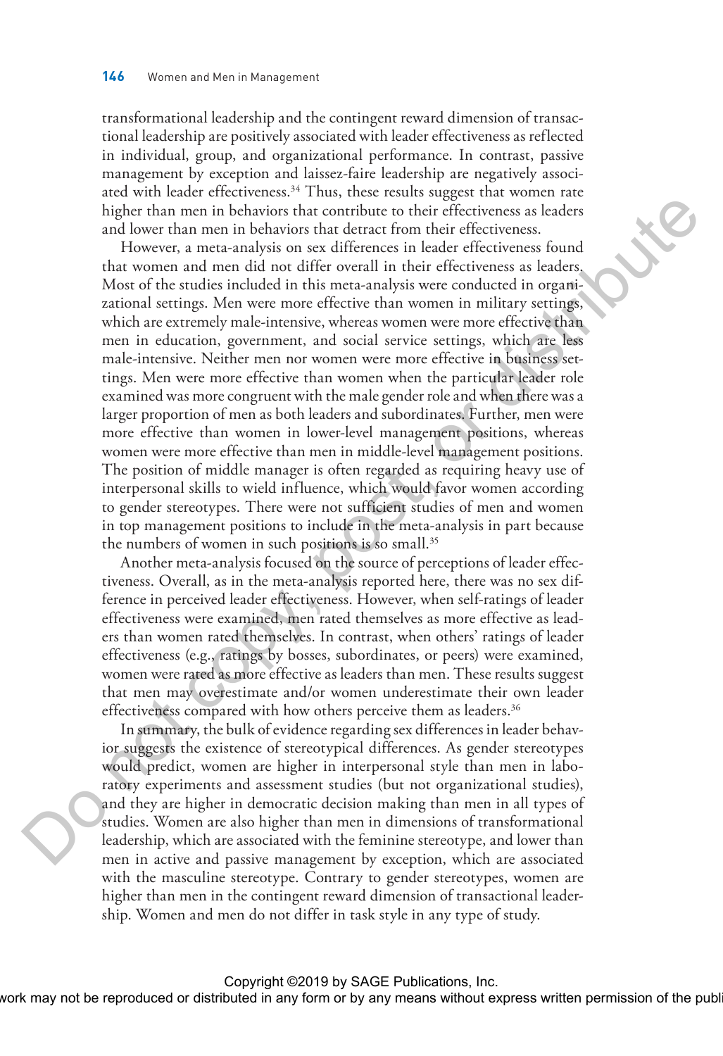transformational leadership and the contingent reward dimension of transactional leadership are positively associated with leader effectiveness as reflected in individual, group, and organizational performance. In contrast, passive management by exception and laissez-faire leadership are negatively associated with leader effectiveness.[34] Thus, these results suggest that women rate higher than men in behaviors that contribute to their effectiveness as leaders and lower than men in behaviors that detract from their effectiveness.

However, a meta-analysis on sex differences in leader effectiveness found that women and men did not differ overall in their effectiveness as leaders. Most of the studies included in this meta-analysis were conducted in organizational settings. Men were more effective than women in military settings, which are extremely male-intensive, whereas women were more effective than men in education, government, and social service settings, which are less male-intensive. Neither men nor women were more effective in business settings. Men were more effective than women when the particular leader role examined was more congruent with the male gender role and when there was a larger proportion of men as both leaders and subordinates. Further, men were more effective than women in lower-level management positions, whereas women were more effective than men in middle-level management positions. The position of middle manager is often regarded as requiring heavy use of interpersonal skills to wield influence, which would favor women according to gender stereotypes. There were not sufficient studies of men and women in top management positions to include in the meta-analysis in part because the numbers of women in such positions is so small.[35]

Another meta-analysis focused on the source of perceptions of leader effectiveness. Overall, as in the meta-analysis reported here, there was no sex difference in perceived leader effectiveness. However, when self-ratings of leader effectiveness were examined, men rated themselves as more effective as leaders than women rated themselves. In contrast, when others' ratings of leader effectiveness (e.g., ratings by bosses, subordinates, or peers) were examined, women were rated as more effective as leaders than men. These results suggest that men may overestimate and/or women underestimate their own leader effectiveness compared with how others perceive them as leaders.[36]

In summary, the bulk of evidence regarding sex differences in leader behavior suggests the existence of stereotypical differences. As gender stereotypes would predict, women are higher in interpersonal style than men in laboratory experiments and assessment studies (but not organizational studies), and they are higher in democratic decision making than men in all types of studies. Women are also higher than men in dimensions of transformational leadership, which are associated with the feminine stereotype, and lower than men in active and passive management by exception, which are associated with the masculine stereotype. Contrary to gender stereotypes, women are higher than men in the contingent reward dimension of transactional leadership. Women and men do not differ in task style in any type of study.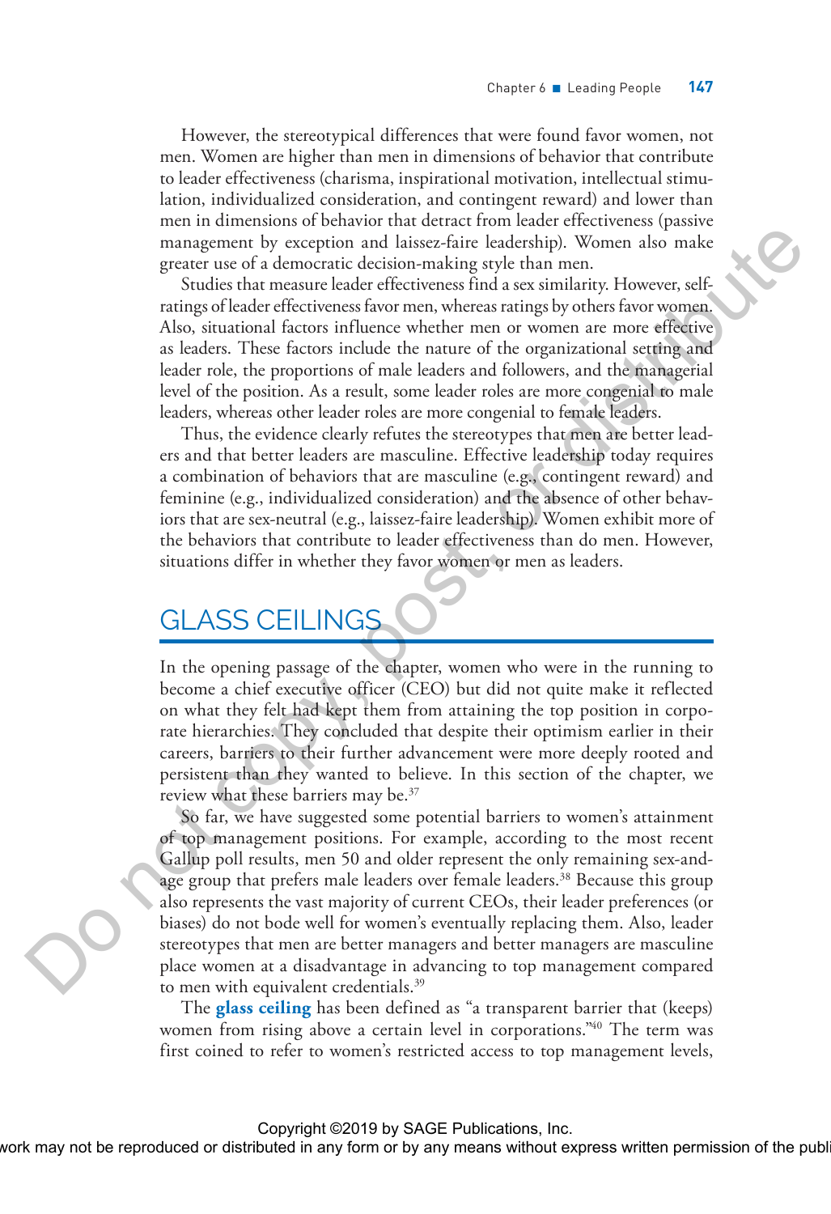However, the stereotypical differences that were found favor women, not men. Women are higher than men in dimensions of behavior that contribute to leader effectiveness (charisma, inspirational motivation, intellectual stimulation, individualized consideration, and contingent reward) and lower than men in dimensions of behavior that detract from leader effectiveness (passive management by exception and laissez-faire leadership). Women also make greater use of a democratic decision-making style than men.

Studies that measure leader effectiveness find a sex similarity. However, self-ratings of leader effectiveness favor men, whereas ratings by others favor women. Also, situational factors influence whether men or women are more effective as leaders. These factors include the nature of the organizational setting and leader role, the proportions of male leaders and followers, and the managerial level of the position. As a result, some leader roles are more congenial to male leaders, whereas other leader roles are more congenial to female leaders.

Thus, the evidence clearly refutes the stereotypes that men are better leaders and that better leaders are masculine. Effective leadership today requires a combination of behaviors that are masculine (e.g., contingent reward) and feminine (e.g., individualized consideration) and the absence of other behaviors that are sex-neutral (e.g., laissez-faire leadership). Women exhibit more of the behaviors that contribute to leader effectiveness than do men. However, situations differ in whether they favor women or men as leaders.

## GLASS CEILINGS

In the opening passage of the chapter, women who were in the running to become a chief executive officer (CEO) but did not quite make it reflected on what they felt had kept them from attaining the top position in corporate hierarchies. They concluded that despite their optimism earlier in their careers, barriers to their further advancement were more deeply rooted and persistent than they wanted to believe. In this section of the chapter, we review what these barriers may be.[37]

So far, we have suggested some potential barriers to women's attainment of top management positions. For example, according to the most recent Gallup poll results, men 50 and older represent the only remaining sex-and-age group that prefers male leaders over female leaders.[38] Because this group also represents the vast majority of current CEOs, their leader preferences (or biases) do not bode well for women's eventually replacing them. Also, leader stereotypes that men are better managers and better managers are masculine place women at a disadvantage in advancing to top management compared to men with equivalent credentials.[39]

The **glass ceiling** has been defined as "a transparent barrier that (keeps) women from rising above a certain level in corporations."[40] The term was first coined to refer to women's restricted access to top management levels,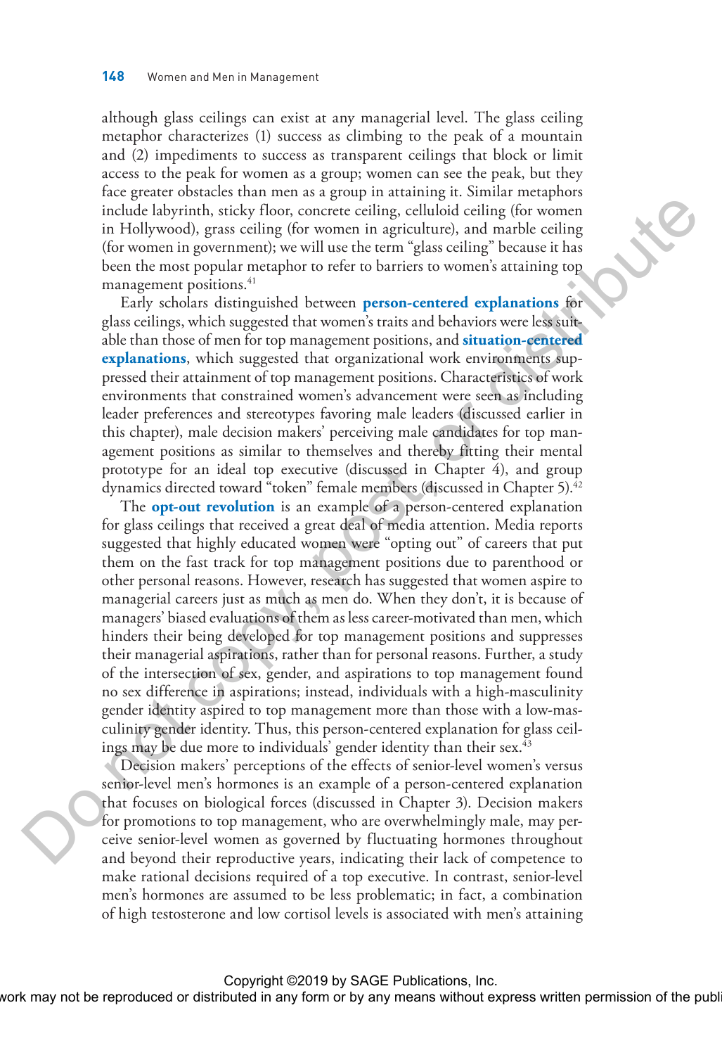although glass ceilings can exist at any managerial level. The glass ceiling metaphor characterizes (1) success as climbing to the peak of a mountain and (2) impediments to success as transparent ceilings that block or limit access to the peak for women as a group; women can see the peak, but they face greater obstacles than men as a group in attaining it. Similar metaphors include labyrinth, sticky floor, concrete ceiling, celluloid ceiling (for women in Hollywood), grass ceiling (for women in agriculture), and marble ceiling (for women in government); we will use the term "glass ceiling" because it has been the most popular metaphor to refer to barriers to women's attaining top management positions.[41]

Early scholars distinguished between **person-centered explanations** for glass ceilings, which suggested that women's traits and behaviors were less suitable than those of men for top management positions, and **situation-centered explanations**, which suggested that organizational work environments suppressed their attainment of top management positions. Characteristics of work environments that constrained women's advancement were seen as including leader preferences and stereotypes favoring male leaders (discussed earlier in this chapter), male decision makers' perceiving male candidates for top management positions as similar to themselves and thereby fitting their mental prototype for an ideal top executive (discussed in Chapter 4), and group dynamics directed toward "token" female members (discussed in Chapter 5).[42]

The **opt-out revolution** is an example of a person-centered explanation for glass ceilings that received a great deal of media attention. Media reports suggested that highly educated women were "opting out" of careers that put them on the fast track for top management positions due to parenthood or other personal reasons. However, research has suggested that women aspire to managerial careers just as much as men do. When they don't, it is because of managers' biased evaluations of them as less career-motivated than men, which hinders their being developed for top management positions and suppresses their managerial aspirations, rather than for personal reasons. Further, a study of the intersection of sex, gender, and aspirations to top management found no sex difference in aspirations; instead, individuals with a high-masculinity gender identity aspired to top management more than those with a low-masculinity gender identity. Thus, this person-centered explanation for glass ceilings may be due more to individuals' gender identity than their sex.[43]

Decision makers' perceptions of the effects of senior-level women's versus senior-level men's hormones is an example of a person-centered explanation that focuses on biological forces (discussed in Chapter 3). Decision makers for promotions to top management, who are overwhelmingly male, may perceive senior-level women as governed by fluctuating hormones throughout and beyond their reproductive years, indicating their lack of competence to make rational decisions required of a top executive. In contrast, senior-level men's hormones are assumed to be less problematic; in fact, a combination of high testosterone and low cortisol levels is associated with men's attaining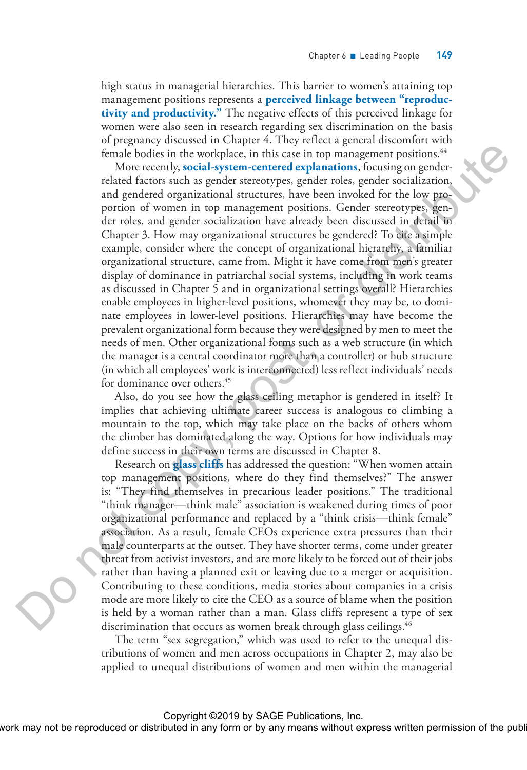high status in managerial hierarchies. This barrier to women's attaining top management positions represents a **perceived linkage between "reproductivity and productivity."** The negative effects of this perceived linkage for women were also seen in research regarding sex discrimination on the basis of pregnancy discussed in Chapter 4. They reflect a general discomfort with female bodies in the workplace, in this case in top management positions.[44]

More recently, **social-system-centered explanations**, focusing on gender-related factors such as gender stereotypes, gender roles, gender socialization, and gendered organizational structures, have been invoked for the low proportion of women in top management positions. Gender stereotypes, gender roles, and gender socialization have already been discussed in detail in Chapter 3. How may organizational structures be gendered? To cite a simple example, consider where the concept of organizational hierarchy, a familiar organizational structure, came from. Might it have come from men's greater display of dominance in patriarchal social systems, including in work teams as discussed in Chapter 5 and in organizational settings overall? Hierarchies enable employees in higher-level positions, whomever they may be, to dominate employees in lower-level positions. Hierarchies may have become the prevalent organizational form because they were designed by men to meet the needs of men. Other organizational forms such as a web structure (in which the manager is a central coordinator more than a controller) or hub structure (in which all employees' work is interconnected) less reflect individuals' needs for dominance over others.[45]

Also, do you see how the glass ceiling metaphor is gendered in itself? It implies that achieving ultimate career success is analogous to climbing a mountain to the top, which may take place on the backs of others whom the climber has dominated along the way. Options for how individuals may define success in their own terms are discussed in Chapter 8.

Research on **glass cliffs** has addressed the question: "When women attain top management positions, where do they find themselves?" The answer is: "They find themselves in precarious leader positions." The traditional "think manager—think male" association is weakened during times of poor organizational performance and replaced by a "think crisis—think female" association. As a result, female CEOs experience extra pressures than their male counterparts at the outset. They have shorter terms, come under greater threat from activist investors, and are more likely to be forced out of their jobs rather than having a planned exit or leaving due to a merger or acquisition. Contributing to these conditions, media stories about companies in a crisis mode are more likely to cite the CEO as a source of blame when the position is held by a woman rather than a man. Glass cliffs represent a type of sex discrimination that occurs as women break through glass ceilings.[46]

The term "sex segregation," which was used to refer to the unequal distributions of women and men across occupations in Chapter 2, may also be applied to unequal distributions of women and men within the managerial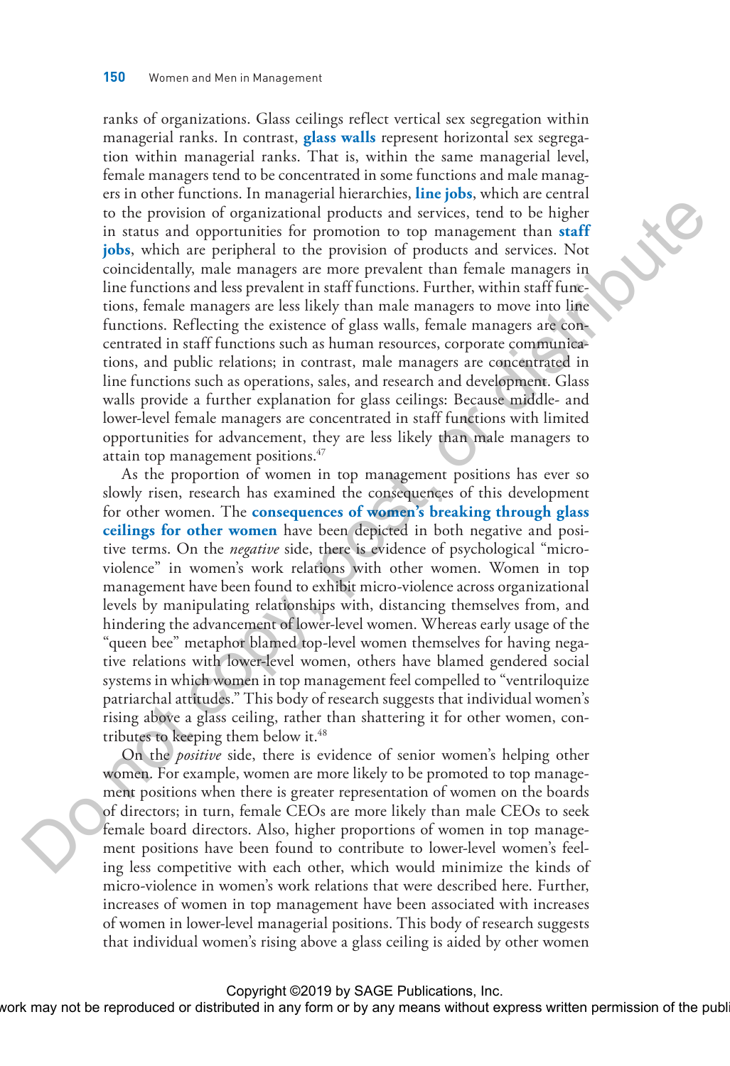ranks of organizations. Glass ceilings reflect vertical sex segregation within managerial ranks. In contrast, **glass walls** represent horizontal sex segregation within managerial ranks. That is, within the same managerial level, female managers tend to be concentrated in some functions and male managers in other functions. In managerial hierarchies, **line jobs**, which are central to the provision of organizational products and services, tend to be higher in status and opportunities for promotion to top management than **staff jobs**, which are peripheral to the provision of products and services. Not coincidentally, male managers are more prevalent than female managers in line functions and less prevalent in staff functions. Further, within staff functions, female managers are less likely than male managers to move into line functions. Reflecting the existence of glass walls, female managers are concentrated in staff functions such as human resources, corporate communications, and public relations; in contrast, male managers are concentrated in line functions such as operations, sales, and research and development. Glass walls provide a further explanation for glass ceilings: Because middle- and lower-level female managers are concentrated in staff functions with limited opportunities for advancement, they are less likely than male managers to attain top management positions.[47]

As the proportion of women in top management positions has ever so slowly risen, research has examined the consequences of this development for other women. The **consequences of women's breaking through glass ceilings for other women** have been depicted in both negative and positive terms. On the *negative* side, there is evidence of psychological "micro-violence" in women's work relations with other women. Women in top management have been found to exhibit micro-violence across organizational levels by manipulating relationships with, distancing themselves from, and hindering the advancement of lower-level women. Whereas early usage of the "queen bee" metaphor blamed top-level women themselves for having negative relations with lower-level women, others have blamed gendered social systems in which women in top management feel compelled to "ventriloquize patriarchal attitudes." This body of research suggests that individual women's rising above a glass ceiling, rather than shattering it for other women, contributes to keeping them below it.[48]

On the *positive* side, there is evidence of senior women's helping other women. For example, women are more likely to be promoted to top management positions when there is greater representation of women on the boards of directors; in turn, female CEOs are more likely than male CEOs to seek female board directors. Also, higher proportions of women in top management positions have been found to contribute to lower-level women's feeling less competitive with each other, which would minimize the kinds of micro-violence in women's work relations that were described here. Further, increases of women in top management have been associated with increases of women in lower-level managerial positions. This body of research suggests that individual women's rising above a glass ceiling is aided by other women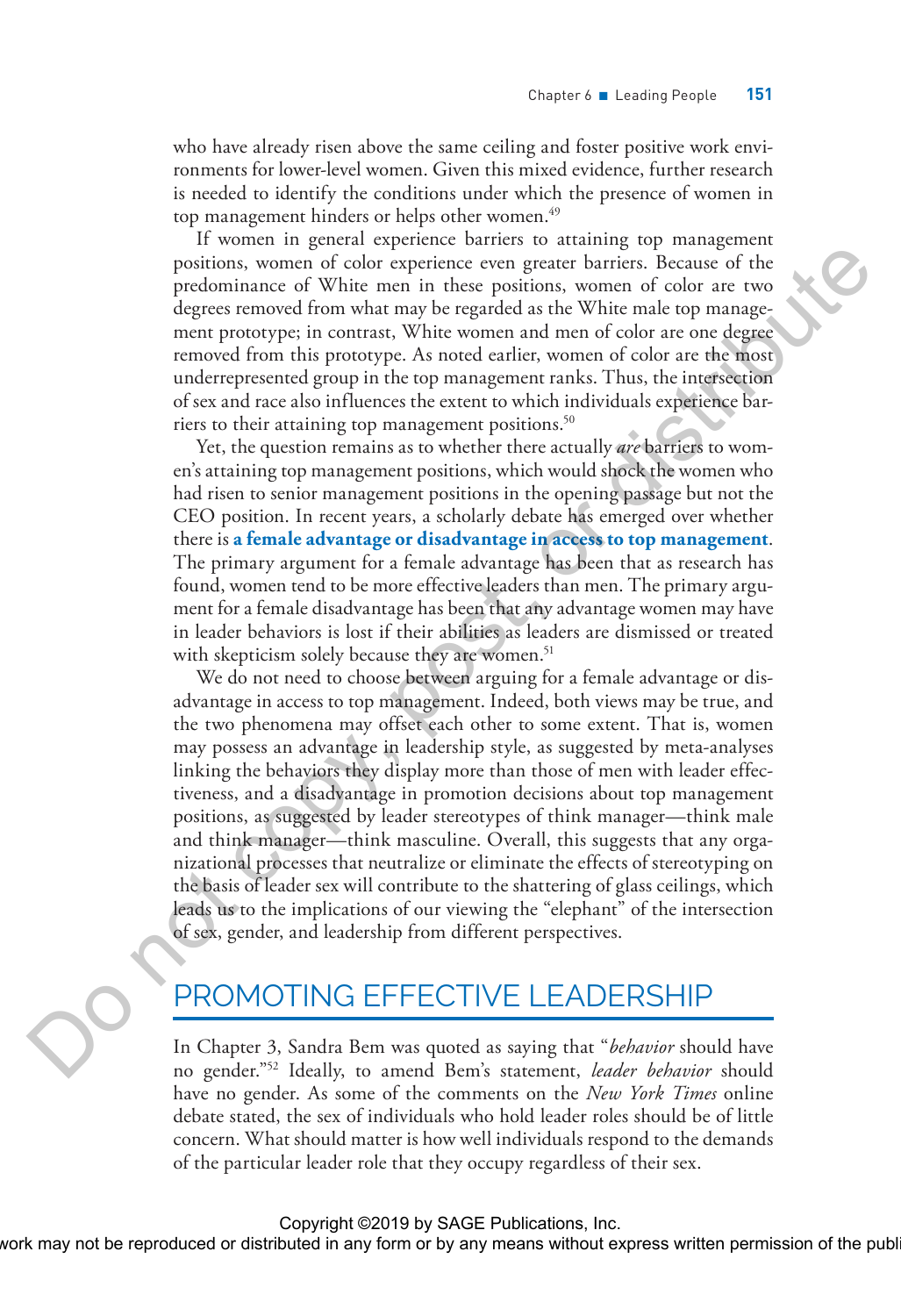who have already risen above the same ceiling and foster positive work environments for lower-level women. Given this mixed evidence, further research is needed to identify the conditions under which the presence of women in top management hinders or helps other women.[49]

If women in general experience barriers to attaining top management positions, women of color experience even greater barriers. Because of the predominance of White men in these positions, women of color are two degrees removed from what may be regarded as the White male top management prototype; in contrast, White women and men of color are one degree removed from this prototype. As noted earlier, women of color are the most underrepresented group in the top management ranks. Thus, the intersection of sex and race also influences the extent to which individuals experience barriers to their attaining top management positions.[50]

Yet, the question remains as to whether there actually *are* barriers to women's attaining top management positions, which would shock the women who had risen to senior management positions in the opening passage but not the CEO position. In recent years, a scholarly debate has emerged over whether there is **a female advantage or disadvantage in access to top management**. The primary argument for a female advantage has been that as research has found, women tend to be more effective leaders than men. The primary argument for a female disadvantage has been that any advantage women may have in leader behaviors is lost if their abilities as leaders are dismissed or treated with skepticism solely because they are women.[51]

We do not need to choose between arguing for a female advantage or disadvantage in access to top management. Indeed, both views may be true, and the two phenomena may offset each other to some extent. That is, women may possess an advantage in leadership style, as suggested by meta-analyses linking the behaviors they display more than those of men with leader effectiveness, and a disadvantage in promotion decisions about top management positions, as suggested by leader stereotypes of think manager—think male and think manager—think masculine. Overall, this suggests that any organizational processes that neutralize or eliminate the effects of stereotyping on the basis of leader sex will contribute to the shattering of glass ceilings, which leads us to the implications of our viewing the "elephant" of the intersection of sex, gender, and leadership from different perspectives.

## PROMOTING EFFECTIVE LEADERSHIP

In Chapter 3, Sandra Bem was quoted as saying that "*behavior* should have no gender."[52] Ideally, to amend Bem's statement, *leader behavior* should have no gender. As some of the comments on the *New York Times* online debate stated, the sex of individuals who hold leader roles should be of little concern. What should matter is how well individuals respond to the demands of the particular leader role that they occupy regardless of their sex.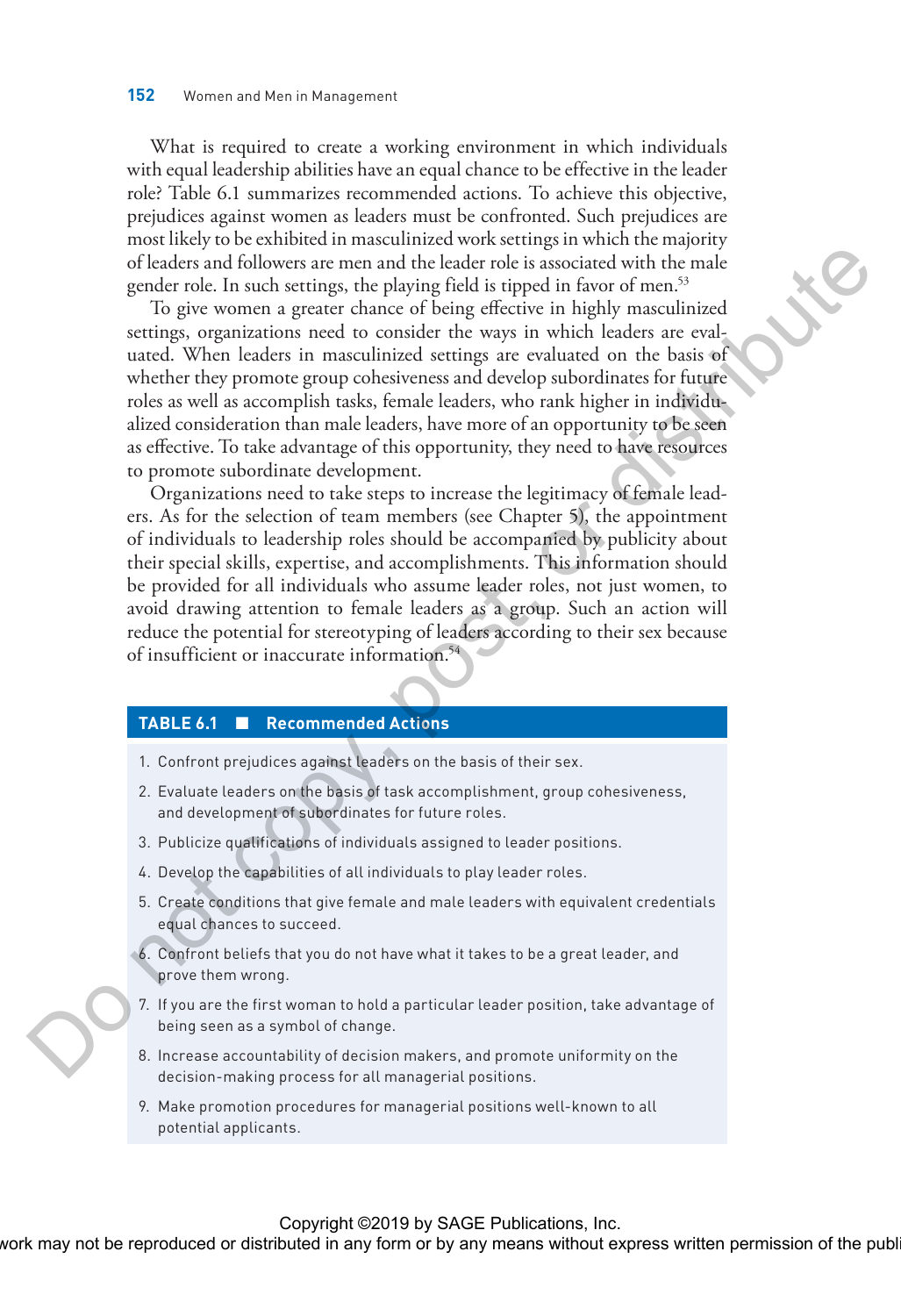What is required to create a working environment in which individuals with equal leadership abilities have an equal chance to be effective in the leader role? Table 6.1 summarizes recommended actions. To achieve this objective, prejudices against women as leaders must be confronted. Such prejudices are most likely to be exhibited in masculinized work settings in which the majority of leaders and followers are men and the leader role is associated with the male gender role. In such settings, the playing field is tipped in favor of men.[53]

To give women a greater chance of being effective in highly masculinized settings, organizations need to consider the ways in which leaders are evaluated. When leaders in masculinized settings are evaluated on the basis of whether they promote group cohesiveness and develop subordinates for future roles as well as accomplish tasks, female leaders, who rank higher in individualized consideration than male leaders, have more of an opportunity to be seen as effective. To take advantage of this opportunity, they need to have resources to promote subordinate development.

Organizations need to take steps to increase the legitimacy of female leaders. As for the selection of team members (see Chapter 5), the appointment of individuals to leadership roles should be accompanied by publicity about their special skills, expertise, and accomplishments. This information should be provided for all individuals who assume leader roles, not just women, to avoid drawing attention to female leaders as a group. Such an action will reduce the potential for stereotyping of leaders according to their sex because of insufficient or inaccurate information.[54]

| **TABLE 6.1 ■ Recommended Actions** |
| --- |
| 1. Confront prejudices against leaders on the basis of their sex. |
| 2. Evaluate leaders on the basis of task accomplishment, group cohesiveness, and development of subordinates for future roles. |
| 3. Publicize qualifications of individuals assigned to leader positions. |
| 4. Develop the capabilities of all individuals to play leader roles. |
| 5. Create conditions that give female and male leaders with equivalent credentials equal chances to succeed. |
| 6. Confront beliefs that you do not have what it takes to be a great leader, and prove them wrong. |
| 7. If you are the first woman to hold a particular leader position, take advantage of being seen as a symbol of change. |
| 8. Increase accountability of decision makers, and promote uniformity on the decision-making process for all managerial positions. |
| 9. Make promotion procedures for managerial positions well-known to all potential applicants. |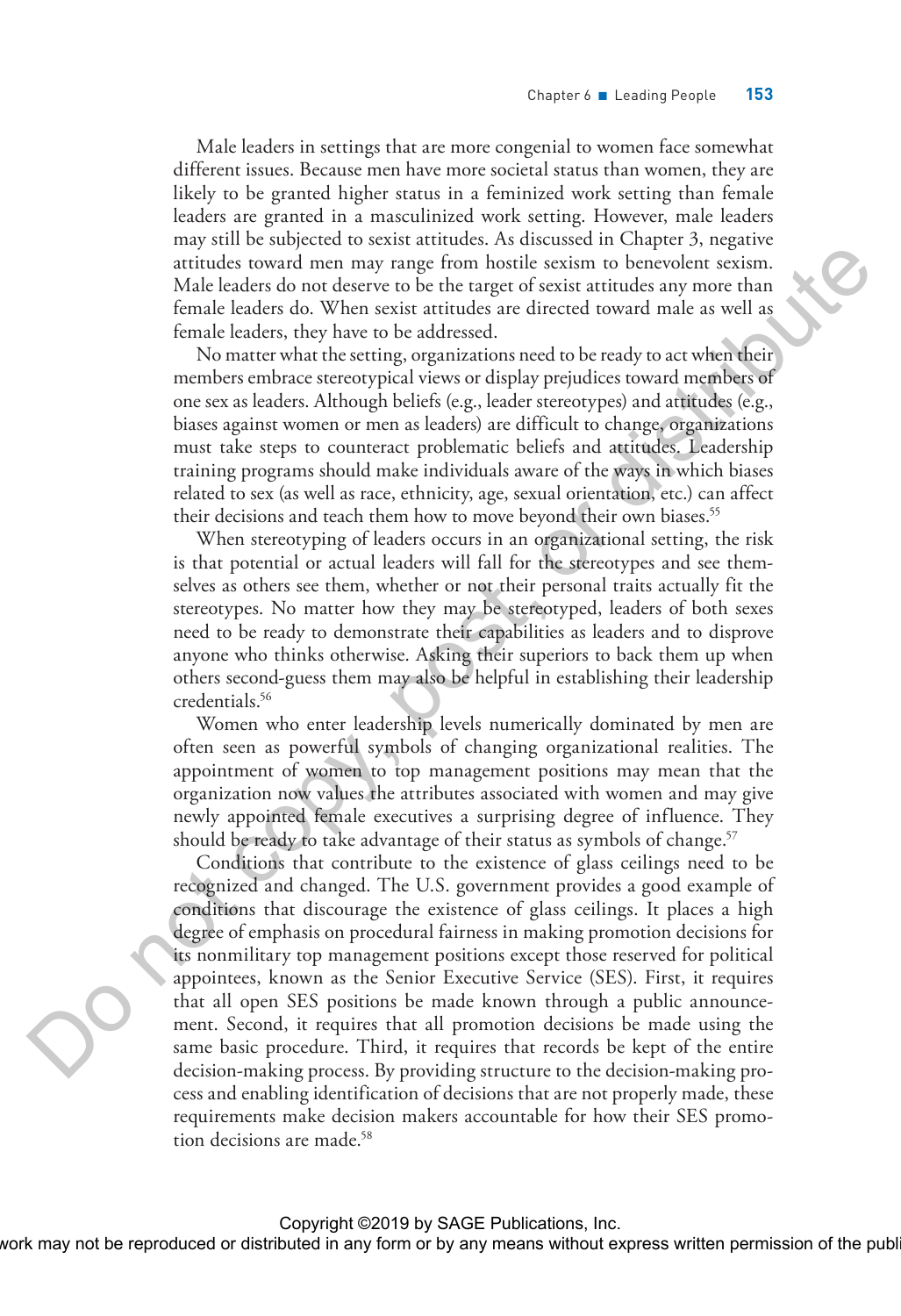Male leaders in settings that are more congenial to women face somewhat different issues. Because men have more societal status than women, they are likely to be granted higher status in a feminized work setting than female leaders are granted in a masculinized work setting. However, male leaders may still be subjected to sexist attitudes. As discussed in Chapter 3, negative attitudes toward men may range from hostile sexism to benevolent sexism. Male leaders do not deserve to be the target of sexist attitudes any more than female leaders do. When sexist attitudes are directed toward male as well as female leaders, they have to be addressed.

No matter what the setting, organizations need to be ready to act when their members embrace stereotypical views or display prejudices toward members of one sex as leaders. Although beliefs (e.g., leader stereotypes) and attitudes (e.g., biases against women or men as leaders) are difficult to change, organizations must take steps to counteract problematic beliefs and attitudes. Leadership training programs should make individuals aware of the ways in which biases related to sex (as well as race, ethnicity, age, sexual orientation, etc.) can affect their decisions and teach them how to move beyond their own biases.[55]

When stereotyping of leaders occurs in an organizational setting, the risk is that potential or actual leaders will fall for the stereotypes and see themselves as others see them, whether or not their personal traits actually fit the stereotypes. No matter how they may be stereotyped, leaders of both sexes need to be ready to demonstrate their capabilities as leaders and to disprove anyone who thinks otherwise. Asking their superiors to back them up when others second-guess them may also be helpful in establishing their leadership credentials.[56]

Women who enter leadership levels numerically dominated by men are often seen as powerful symbols of changing organizational realities. The appointment of women to top management positions may mean that the organization now values the attributes associated with women and may give newly appointed female executives a surprising degree of influence. They should be ready to take advantage of their status as symbols of change.[57]

Conditions that contribute to the existence of glass ceilings need to be recognized and changed. The U.S. government provides a good example of conditions that discourage the existence of glass ceilings. It places a high degree of emphasis on procedural fairness in making promotion decisions for its nonmilitary top management positions except those reserved for political appointees, known as the Senior Executive Service (SES). First, it requires that all open SES positions be made known through a public announcement. Second, it requires that all promotion decisions be made using the same basic procedure. Third, it requires that records be kept of the entire decision-making process. By providing structure to the decision-making process and enabling identification of decisions that are not properly made, these requirements make decision makers accountable for how their SES promotion decisions are made.[58]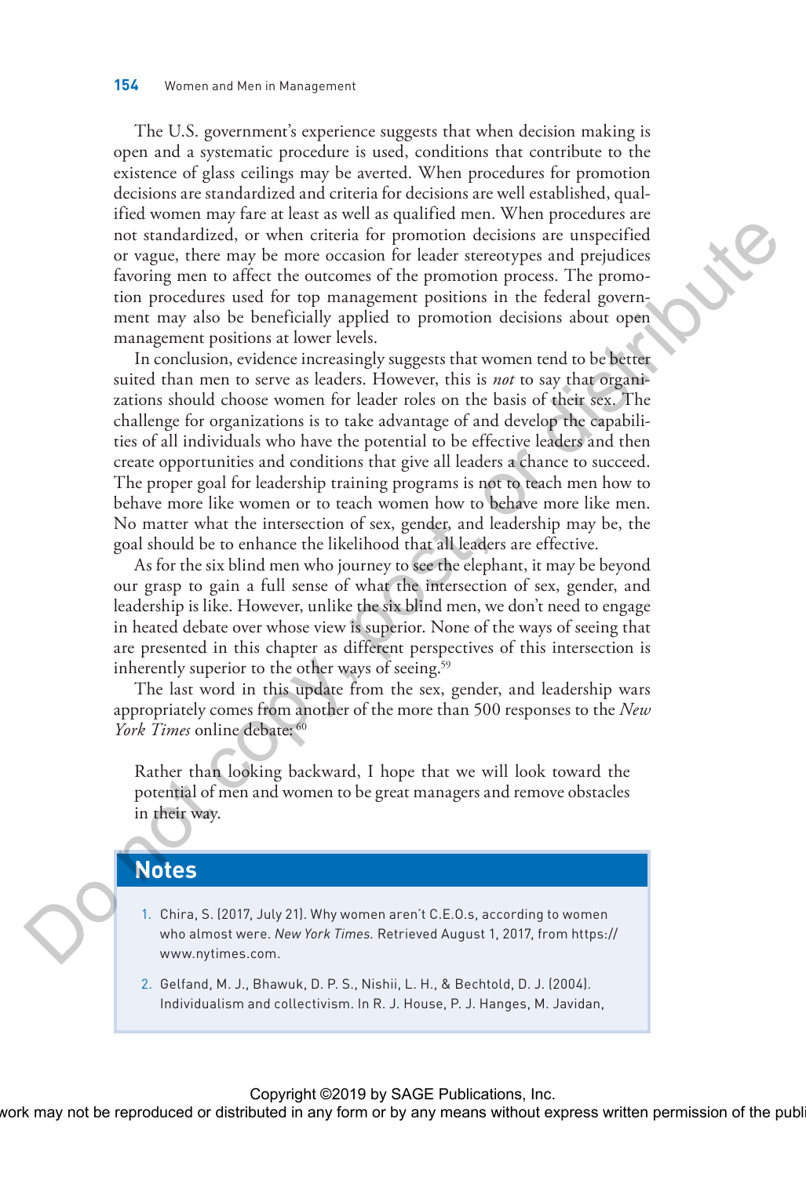The U.S. government's experience suggests that when decision making is open and a systematic procedure is used, conditions that contribute to the existence of glass ceilings may be averted. When procedures for promotion decisions are standardized and criteria for decisions are well established, qualified women may fare at least as well as qualified men. When procedures are not standardized, or when criteria for promotion decisions are unspecified or vague, there may be more occasion for leader stereotypes and prejudices favoring men to affect the outcomes of the promotion process. The promotion procedures used for top management positions in the federal government may also be beneficially applied to promotion decisions about open management positions at lower levels.

In conclusion, evidence increasingly suggests that women tend to be better suited than men to serve as leaders. However, this is *not* to say that organizations should choose women for leader roles on the basis of their sex. The challenge for organizations is to take advantage of and develop the capabilities of all individuals who have the potential to be effective leaders and then create opportunities and conditions that give all leaders a chance to succeed. The proper goal for leadership training programs is not to teach men how to behave more like women or to teach women how to behave more like men. No matter what the intersection of sex, gender, and leadership may be, the goal should be to enhance the likelihood that all leaders are effective.

As for the six blind men who journey to see the elephant, it may be beyond our grasp to gain a full sense of what the intersection of sex, gender, and leadership is like. However, unlike the six blind men, we don't need to engage in heated debate over whose view is superior. None of the ways of seeing that are presented in this chapter as different perspectives of this intersection is inherently superior to the other ways of seeing.[59]

The last word in this update from the sex, gender, and leadership wars appropriately comes from another of the more than 500 responses to the *New York Times* online debate:[60]

> Rather than looking backward, I hope that we will look toward the potential of men and women to be great managers and remove obstacles in their way.

## Notes

1. Chira, S. (2017, July 21). Why women aren't C.E.O.s, according to women who almost were. *New York Times.* Retrieved August 1, 2017, from https://www.nytimes.com.
2. Gelfand, M. J., Bhawuk, D. P. S., Nishii, L. H., & Bechtold, D. J. (2004). Individualism and collectivism. In R. J. House, P. J. Hanges, M. Javidan,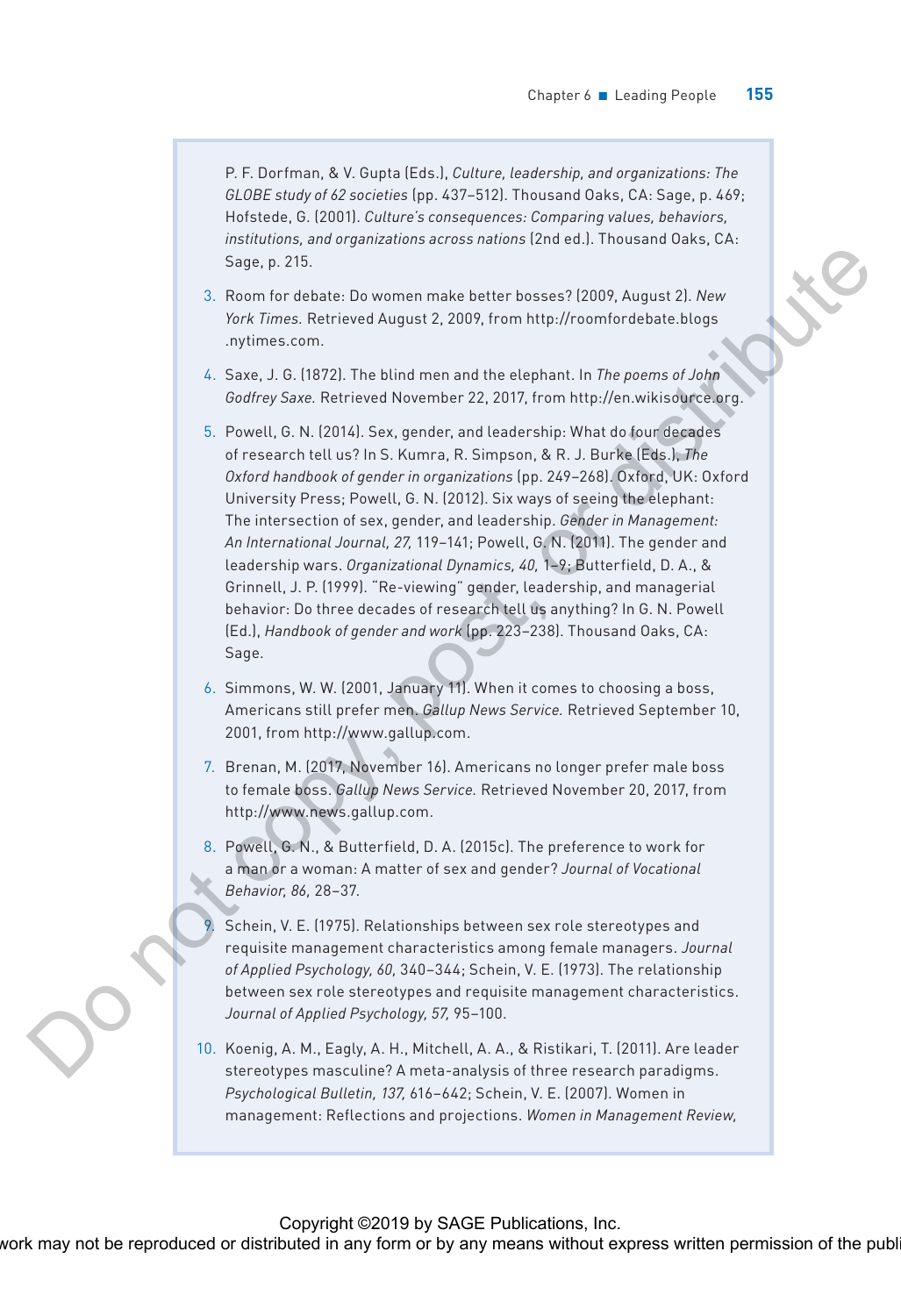P. F. Dorfman, & V. Gupta (Eds.), *Culture, leadership, and organizations: The GLOBE study of 62 societies* (pp. 437–512). Thousand Oaks, CA: Sage, p. 469; Hofstede, G. (2001). *Culture's consequences: Comparing values, behaviors, institutions, and organizations across nations* (2nd ed.). Thousand Oaks, CA: Sage, p. 215.

3. Room for debate: Do women make better bosses? (2009, August 2). *New York Times.* Retrieved August 2, 2009, from http://roomfordebate.blogs.nytimes.com.

4. Saxe, J. G. (1872). The blind men and the elephant. In *The poems of John Godfrey Saxe.* Retrieved November 22, 2017, from http://en.wikisource.org.

5. Powell, G. N. (2014). Sex, gender, and leadership: What do four decades of research tell us? In S. Kumra, R. Simpson, & R. J. Burke (Eds.), *The Oxford handbook of gender in organizations* (pp. 249–268). Oxford, UK: Oxford University Press; Powell, G. N. (2012). Six ways of seeing the elephant: The intersection of sex, gender, and leadership. *Gender in Management: An International Journal, 27,* 119–141; Powell, G. N. (2011). The gender and leadership wars. *Organizational Dynamics, 40,* 1–9; Butterfield, D. A., & Grinnell, J. P. (1999). "Re-viewing" gender, leadership, and managerial behavior: Do three decades of research tell us anything? In G. N. Powell (Ed.), *Handbook of gender and work* (pp. 223–238). Thousand Oaks, CA: Sage.

6. Simmons, W. W. (2001, January 11). When it comes to choosing a boss, Americans still prefer men. *Gallup News Service.* Retrieved September 10, 2001, from http://www.gallup.com.

7. Brenan, M. (2017, November 16). Americans no longer prefer male boss to female boss. *Gallup News Service.* Retrieved November 20, 2017, from http://www.news.gallup.com.

8. Powell, G. N., & Butterfield, D. A. (2015c). The preference to work for a man or a woman: A matter of sex and gender? *Journal of Vocational Behavior, 86,* 28–37.

9. Schein, V. E. (1975). Relationships between sex role stereotypes and requisite management characteristics among female managers. *Journal of Applied Psychology, 60,* 340–344; Schein, V. E. (1973). The relationship between sex role stereotypes and requisite management characteristics. *Journal of Applied Psychology, 57,* 95–100.

10. Koenig, A. M., Eagly, A. H., Mitchell, A. A., & Ristikari, T. (2011). Are leader stereotypes masculine? A meta-analysis of three research paradigms. *Psychological Bulletin, 137,* 616–642; Schein, V. E. (2007). Women in management: Reflections and projections. *Women in Management Review,*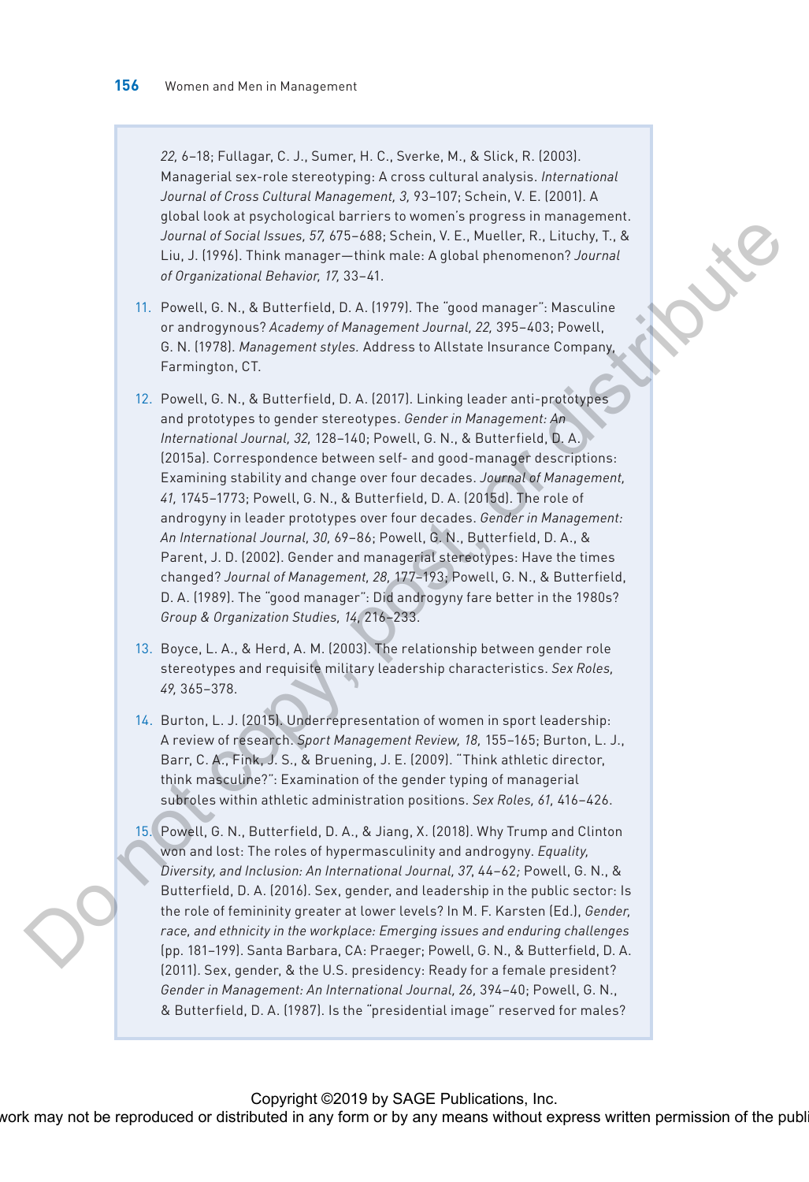*22,* 6–18; Fullagar, C. J., Sumer, H. C., Sverke, M., & Slick, R. (2003). Managerial sex-role stereotyping: A cross cultural analysis. *International Journal of Cross Cultural Management, 3,* 93–107; Schein, V. E. (2001). A global look at psychological barriers to women's progress in management. *Journal of Social Issues, 57,* 675–688; Schein, V. E., Mueller, R., Lituchy, T., & Liu, J. (1996). Think manager—think male: A global phenomenon? *Journal of Organizational Behavior, 17,* 33–41.

11. Powell, G. N., & Butterfield, D. A. (1979). The "good manager": Masculine or androgynous? *Academy of Management Journal, 22,* 395–403; Powell, G. N. (1978). *Management styles.* Address to Allstate Insurance Company, Farmington, CT.

12. Powell, G. N., & Butterfield, D. A. (2017). Linking leader anti-prototypes and prototypes to gender stereotypes. *Gender in Management: An International Journal, 32,* 128–140; Powell, G. N., & Butterfield, D. A. (2015a). Correspondence between self- and good-manager descriptions: Examining stability and change over four decades. *Journal of Management, 41,* 1745–1773; Powell, G. N., & Butterfield, D. A. (2015d). The role of androgyny in leader prototypes over four decades. *Gender in Management: An International Journal, 30,* 69–86; Powell, G. N., Butterfield, D. A., & Parent, J. D. (2002). Gender and managerial stereotypes: Have the times changed? *Journal of Management, 28,* 177–193; Powell, G. N., & Butterfield, D. A. (1989). The "good manager": Did androgyny fare better in the 1980s? *Group & Organization Studies, 14,* 216–233.

13. Boyce, L. A., & Herd, A. M. (2003). The relationship between gender role stereotypes and requisite military leadership characteristics. *Sex Roles, 49,* 365–378.

14. Burton, L. J. (2015). Underrepresentation of women in sport leadership: A review of research. *Sport Management Review, 18,* 155–165; Burton, L. J., Barr, C. A., Fink, J. S., & Bruening, J. E. (2009). "Think athletic director, think masculine?": Examination of the gender typing of managerial subroles within athletic administration positions. *Sex Roles, 61,* 416–426.

15. Powell, G. N., Butterfield, D. A., & Jiang, X. (2018). Why Trump and Clinton won and lost: The roles of hypermasculinity and androgyny. *Equality, Diversity, and Inclusion: An International Journal, 37,* 44–62; Powell, G. N., & Butterfield, D. A. (2016). Sex, gender, and leadership in the public sector: Is the role of femininity greater at lower levels? In M. F. Karsten (Ed.), *Gender, race, and ethnicity in the workplace: Emerging issues and enduring challenges* (pp. 181–199). Santa Barbara, CA: Praeger; Powell, G. N., & Butterfield, D. A. (2011). Sex, gender, & the U.S. presidency: Ready for a female president? *Gender in Management: An International Journal, 26,* 394–40; Powell, G. N., & Butterfield, D. A. (1987). Is the "presidential image" reserved for males?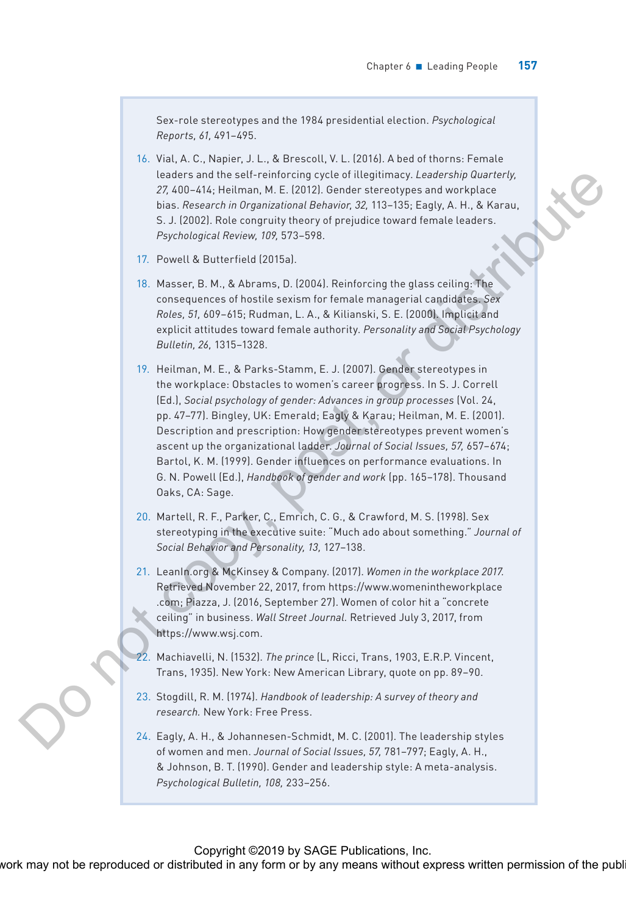Sex-role stereotypes and the 1984 presidential election. *Psychological Reports, 61,* 491–495.

16. Vial, A. C., Napier, J. L., & Brescoll, V. L. (2016). A bed of thorns: Female leaders and the self-reinforcing cycle of illegitimacy. *Leadership Quarterly, 27,* 400–414; Heilman, M. E. (2012). Gender stereotypes and workplace bias. *Research in Organizational Behavior, 32,* 113–135; Eagly, A. H., & Karau, S. J. (2002). Role congruity theory of prejudice toward female leaders. *Psychological Review, 109,* 573–598.

17. Powell & Butterfield (2015a).

18. Masser, B. M., & Abrams, D. (2004). Reinforcing the glass ceiling: The consequences of hostile sexism for female managerial candidates. *Sex Roles, 51,* 609–615; Rudman, L. A., & Kilianski, S. E. (2000). Implicit and explicit attitudes toward female authority. *Personality and Social Psychology Bulletin, 26,* 1315–1328.

19. Heilman, M. E., & Parks-Stamm, E. J. (2007). Gender stereotypes in the workplace: Obstacles to women's career progress. In S. J. Correll (Ed.), *Social psychology of gender: Advances in group processes* (Vol. 24, pp. 47–77). Bingley, UK: Emerald; Eagly & Karau; Heilman, M. E. (2001). Description and prescription: How gender stereotypes prevent women's ascent up the organizational ladder. *Journal of Social Issues, 57,* 657–674; Bartol, K. M. (1999). Gender influences on performance evaluations. In G. N. Powell (Ed.), *Handbook of gender and work* (pp. 165–178). Thousand Oaks, CA: Sage.

20. Martell, R. F., Parker, C., Emrich, C. G., & Crawford, M. S. (1998). Sex stereotyping in the executive suite: "Much ado about something." *Journal of Social Behavior and Personality, 13,* 127–138.

21. LeanIn.org & McKinsey & Company. (2017). *Women in the workplace 2017.* Retrieved November 22, 2017, from https://www.womenintheworkplace.com; Piazza, J. (2016, September 27). Women of color hit a "concrete ceiling" in business. *Wall Street Journal.* Retrieved July 3, 2017, from https://www.wsj.com.

22. Machiavelli, N. (1532). *The prince* (L. Ricci, Trans, 1903, E.R.P. Vincent, Trans, 1935). New York: New American Library, quote on pp. 89–90.

23. Stogdill, R. M. (1974). *Handbook of leadership: A survey of theory and research.* New York: Free Press.

24. Eagly, A. H., & Johannesen-Schmidt, M. C. (2001). The leadership styles of women and men. *Journal of Social Issues, 57,* 781–797; Eagly, A. H., & Johnson, B. T. (1990). Gender and leadership style: A meta-analysis. *Psychological Bulletin, 108,* 233–256.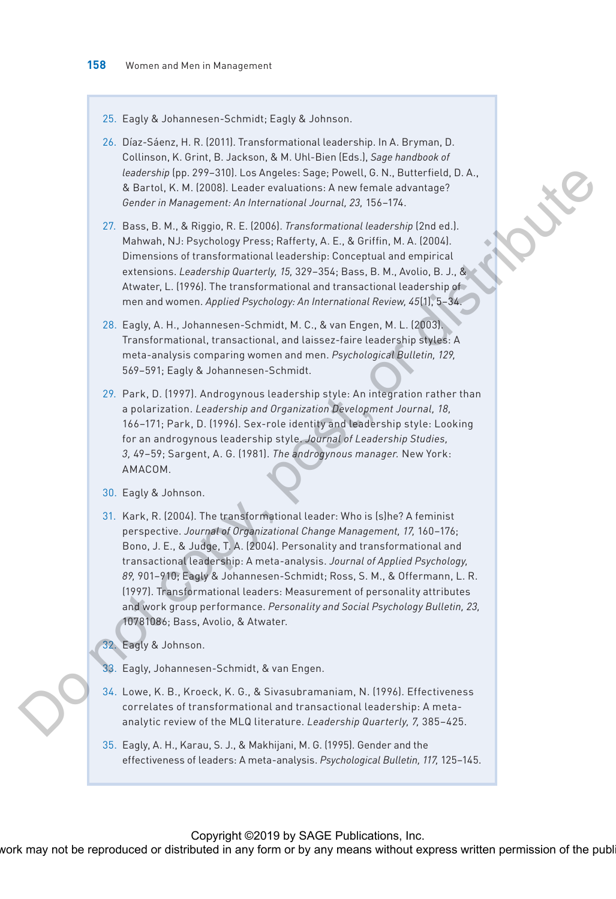25. Eagly & Johannesen-Schmidt; Eagly & Johnson.

26. Díaz-Sáenz, H. R. (2011). Transformational leadership. In A. Bryman, D. Collinson, K. Grint, B. Jackson, & M. Uhl-Bien (Eds.), *Sage handbook of leadership* (pp. 299–310). Los Angeles: Sage; Powell, G. N., Butterfield, D. A., & Bartol, K. M. (2008). Leader evaluations: A new female advantage? *Gender in Management: An International Journal, 23,* 156–174.

27. Bass, B. M., & Riggio, R. E. (2006). *Transformational leadership* (2nd ed.). Mahwah, NJ: Psychology Press; Rafferty, A. E., & Griffin, M. A. (2004). Dimensions of transformational leadership: Conceptual and empirical extensions. *Leadership Quarterly, 15,* 329–354; Bass, B. M., Avolio, B. J., & Atwater, L. (1996). The transformational and transactional leadership of men and women. *Applied Psychology: An International Review, 45*(1), 5–34.

28. Eagly, A. H., Johannesen-Schmidt, M. C., & van Engen, M. L. (2003). Transformational, transactional, and laissez-faire leadership styles: A meta-analysis comparing women and men. *Psychological Bulletin, 129,* 569–591; Eagly & Johannesen-Schmidt.

29. Park, D. (1997). Androgynous leadership style: An integration rather than a polarization. *Leadership and Organization Development Journal, 18,* 166–171; Park, D. (1996). Sex-role identity and leadership style: Looking for an androgynous leadership style. *Journal of Leadership Studies, 3,* 49–59; Sargent, A. G. (1981). *The androgynous manager.* New York: AMACOM.

30. Eagly & Johnson.

31. Kark, R. (2004). The transformational leader: Who is (s)he? A feminist perspective. *Journal of Organizational Change Management, 17,* 160–176; Bono, J. E., & Judge, T. A. (2004). Personality and transformational and transactional leadership: A meta-analysis. *Journal of Applied Psychology, 89,* 901–910; Eagly & Johannesen-Schmidt; Ross, S. M., & Offermann, L. R. (1997). Transformational leaders: Measurement of personality attributes and work group performance. *Personality and Social Psychology Bulletin, 23,* 10781086; Bass, Avolio, & Atwater.

32. Eagly & Johnson.

33. Eagly, Johannesen-Schmidt, & van Engen.

34. Lowe, K. B., Kroeck, K. G., & Sivasubramaniam, N. (1996). Effectiveness correlates of transformational and transactional leadership: A meta-analytic review of the MLQ literature. *Leadership Quarterly, 7,* 385–425.

35. Eagly, A. H., Karau, S. J., & Makhijani, M. G. (1995). Gender and the effectiveness of leaders: A meta-analysis. *Psychological Bulletin, 117,* 125–145.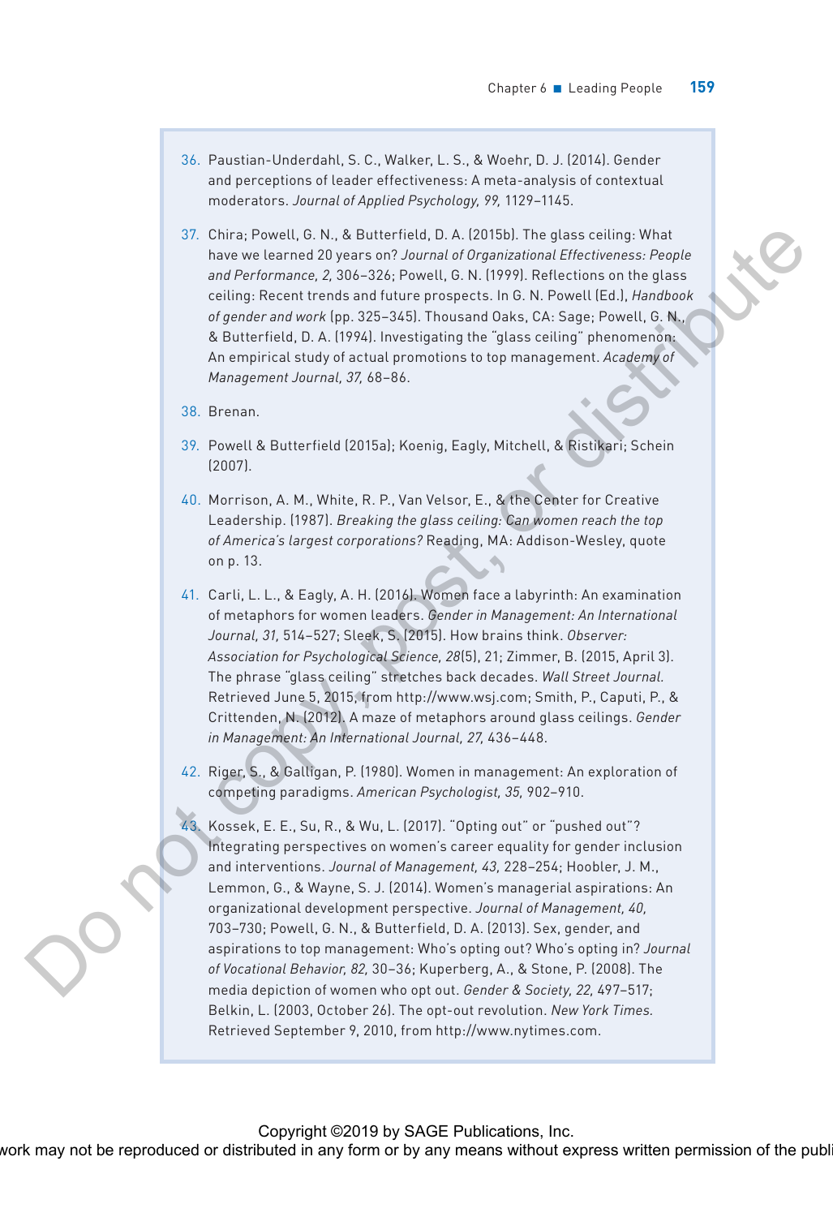36. Paustian-Underdahl, S. C., Walker, L. S., & Woehr, D. J. (2014). Gender and perceptions of leader effectiveness: A meta-analysis of contextual moderators. *Journal of Applied Psychology, 99,* 1129–1145.

37. Chira; Powell, G. N., & Butterfield, D. A. (2015b). The glass ceiling: What have we learned 20 years on? *Journal of Organizational Effectiveness: People and Performance, 2,* 306–326; Powell, G. N. (1999). Reflections on the glass ceiling: Recent trends and future prospects. In G. N. Powell (Ed.), *Handbook of gender and work* (pp. 325–345). Thousand Oaks, CA: Sage; Powell, G. N., & Butterfield, D. A. (1994). Investigating the "glass ceiling" phenomenon: An empirical study of actual promotions to top management. *Academy of Management Journal, 37,* 68–86.

38. Brenan.

39. Powell & Butterfield (2015a); Koenig, Eagly, Mitchell, & Ristikari; Schein (2007).

40. Morrison, A. M., White, R. P., Van Velsor, E., & the Center for Creative Leadership. (1987). *Breaking the glass ceiling: Can women reach the top of America's largest corporations?* Reading, MA: Addison-Wesley, quote on p. 13.

41. Carli, L. L., & Eagly, A. H. (2016). Women face a labyrinth: An examination of metaphors for women leaders. *Gender in Management: An International Journal, 31,* 514–527; Sleek, S. (2015). How brains think. *Observer: Association for Psychological Science, 28*(5), 21; Zimmer, B. (2015, April 3). The phrase "glass ceiling" stretches back decades. *Wall Street Journal.* Retrieved June 5, 2015, from http://www.wsj.com; Smith, P., Caputi, P., & Crittenden, N. (2012). A maze of metaphors around glass ceilings. *Gender in Management: An International Journal, 27,* 436–448.

42. Riger, S., & Galligan, P. (1980). Women in management: An exploration of competing paradigms. *American Psychologist, 35,* 902–910.

43. Kossek, E. E., Su, R., & Wu, L. (2017). "Opting out" or "pushed out"? Integrating perspectives on women's career equality for gender inclusion and interventions. *Journal of Management, 43,* 228–254; Hoobler, J. M., Lemmon, G., & Wayne, S. J. (2014). Women's managerial aspirations: An organizational development perspective. *Journal of Management, 40,* 703–730; Powell, G. N., & Butterfield, D. A. (2013). Sex, gender, and aspirations to top management: Who's opting out? Who's opting in? *Journal of Vocational Behavior, 82,* 30–36; Kuperberg, A., & Stone, P. (2008). The media depiction of women who opt out. *Gender & Society, 22,* 497–517; Belkin, L. (2003, October 26). The opt-out revolution. *New York Times.* Retrieved September 9, 2010, from http://www.nytimes.com.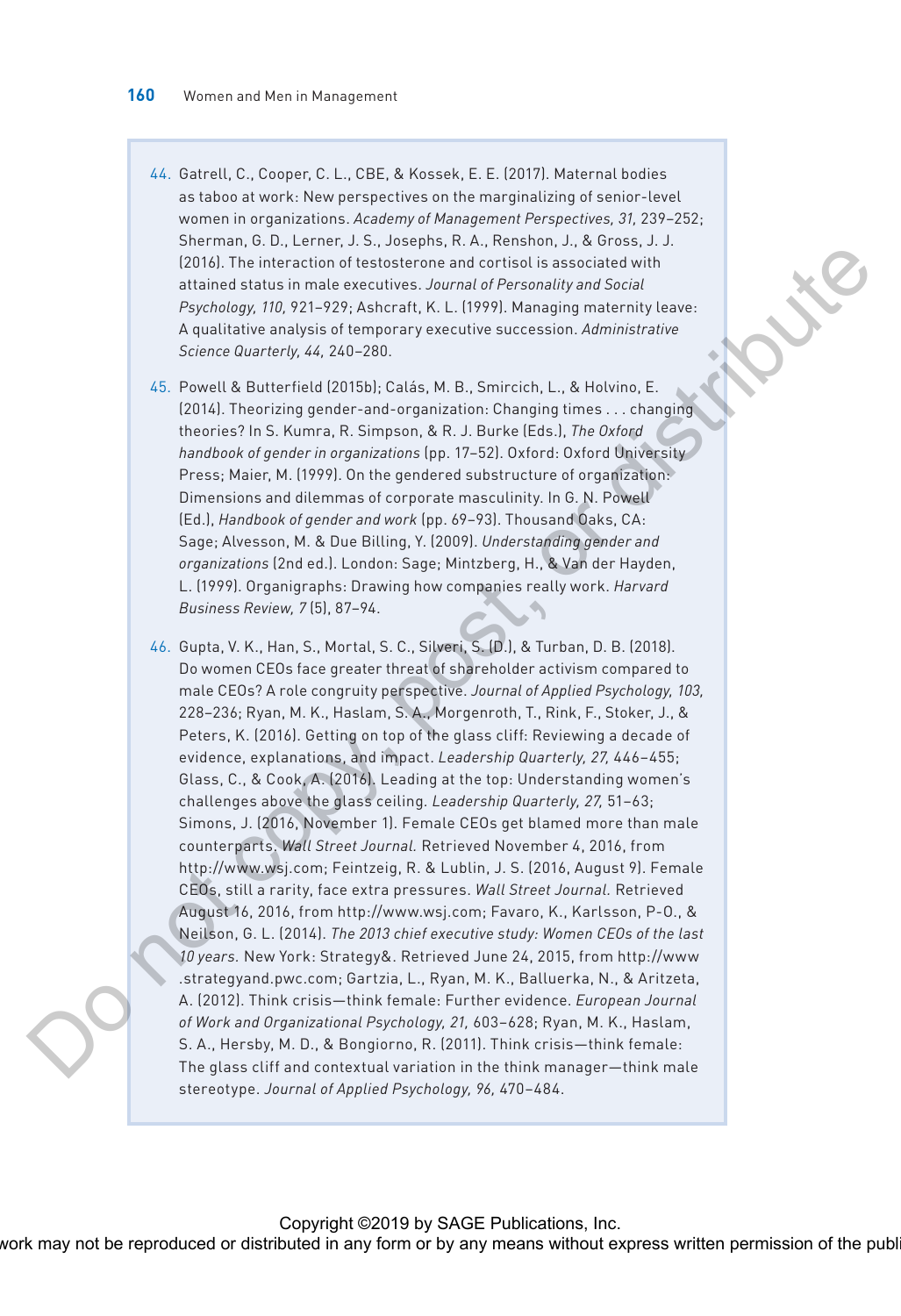44. Gatrell, C., Cooper, C. L., CBE, & Kossek, E. E. (2017). Maternal bodies as taboo at work: New perspectives on the marginalizing of senior-level women in organizations. *Academy of Management Perspectives, 31,* 239–252; Sherman, G. D., Lerner, J. S., Josephs, R. A., Renshon, J., & Gross, J. J. (2016). The interaction of testosterone and cortisol is associated with attained status in male executives. *Journal of Personality and Social Psychology, 110,* 921–929; Ashcraft, K. L. (1999). Managing maternity leave: A qualitative analysis of temporary executive succession. *Administrative Science Quarterly, 44,* 240–280.

45. Powell & Butterfield (2015b); Calás, M. B., Smircich, L., & Holvino, E. (2014). Theorizing gender-and-organization: Changing times . . . changing theories? In S. Kumra, R. Simpson, & R. J. Burke (Eds.), *The Oxford handbook of gender in organizations* (pp. 17–52). Oxford: Oxford University Press; Maier, M. (1999). On the gendered substructure of organization: Dimensions and dilemmas of corporate masculinity. In G. N. Powell (Ed.), *Handbook of gender and work* (pp. 69–93). Thousand Oaks, CA: Sage; Alvesson, M. & Due Billing, Y. (2009). *Understanding gender and organizations* (2nd ed.). London: Sage; Mintzberg, H., & Van der Hayden, L. (1999). Organigraphs: Drawing how companies really work. *Harvard Business Review, 7* (5), 87–94.

46. Gupta, V. K., Han, S., Mortal, S. C., Silveri, S. (D.), & Turban, D. B. (2018). Do women CEOs face greater threat of shareholder activism compared to male CEOs? A role congruity perspective. *Journal of Applied Psychology, 103,* 228–236; Ryan, M. K., Haslam, S. A., Morgenroth, T., Rink, F., Stoker, J., & Peters, K. (2016). Getting on top of the glass cliff: Reviewing a decade of evidence, explanations, and impact. *Leadership Quarterly, 27,* 446–455; Glass, C., & Cook, A. (2016). Leading at the top: Understanding women's challenges above the glass ceiling. *Leadership Quarterly, 27,* 51–63; Simons, J. (2016, November 1). Female CEOs get blamed more than male counterparts. *Wall Street Journal.* Retrieved November 4, 2016, from http://www.wsj.com; Feintzeig, R. & Lublin, J. S. (2016, August 9). Female CEOs, still a rarity, face extra pressures. *Wall Street Journal.* Retrieved August 16, 2016, from http://www.wsj.com; Favaro, K., Karlsson, P-O., & Neilson, G. L. (2014). *The 2013 chief executive study: Women CEOs of the last 10 years.* New York: Strategy&. Retrieved June 24, 2015, from http://www.strategyand.pwc.com; Gartzia, L., Ryan, M. K., Balluerka, N., & Aritzeta, A. (2012). Think crisis—think female: Further evidence. *European Journal of Work and Organizational Psychology, 21,* 603–628; Ryan, M. K., Haslam, S. A., Hersby, M. D., & Bongiorno, R. (2011). Think crisis—think female: The glass cliff and contextual variation in the think manager—think male stereotype. *Journal of Applied Psychology, 96,* 470–484.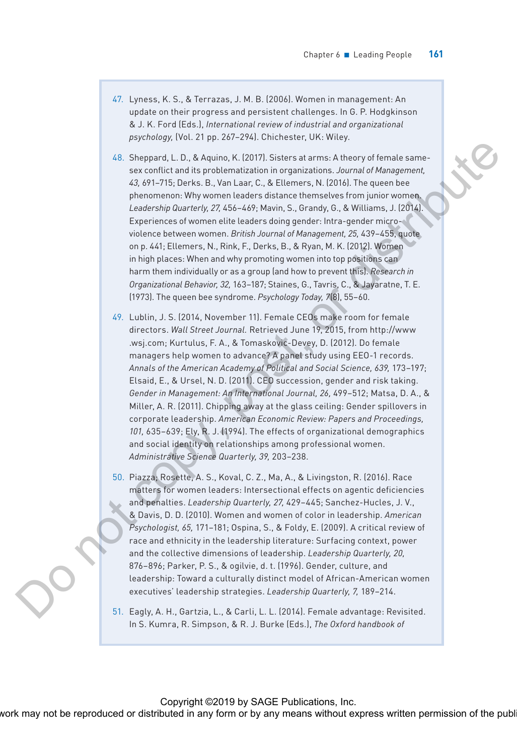47. Lyness, K. S., & Terrazas, J. M. B. (2006). Women in management: An update on their progress and persistent challenges. In G. P. Hodgkinson & J. K. Ford (Eds.), *International review of industrial and organizational psychology,* (Vol. 21 pp. 267–294). Chichester, UK: Wiley.

48. Sheppard, L. D., & Aquino, K. (2017). Sisters at arms: A theory of female same-sex conflict and its problematization in organizations. *Journal of Management, 43,* 691–715; Derks. B., Van Laar, C., & Ellemers, N. (2016). The queen bee phenomenon: Why women leaders distance themselves from junior women. *Leadership Quarterly, 27,* 456–469; Mavin, S., Grandy, G., & Williams, J. (2014). Experiences of women elite leaders doing gender: Intra-gender micro-violence between women. *British Journal of Management, 25,* 439–455, quote on p. 441; Ellemers, N., Rink, F., Derks, B., & Ryan, M. K. (2012). Women in high places: When and why promoting women into top positions can harm them individually or as a group (and how to prevent this). *Research in Organizational Behavior, 32,* 163–187; Staines, G., Tavris, C., & Jayaratne, T. E. (1973). The queen bee syndrome. *Psychology Today, 7*(8), 55–60.

49. Lublin, J. S. (2014, November 11). Female CEOs make room for female directors. *Wall Street Journal.* Retrieved June 19, 2015, from http://www.wsj.com; Kurtulus, F. A., & Tomaskovic-Devey, D. (2012). Do female managers help women to advance? A panel study using EEO-1 records. *Annals of the American Academy of Political and Social Science, 639,* 173–197; Elsaid, E., & Ursel, N. D. (2011). CEO succession, gender and risk taking. *Gender in Management: An International Journal, 26,* 499–512; Matsa, D. A., & Miller, A. R. (2011). Chipping away at the glass ceiling: Gender spillovers in corporate leadership. *American Economic Review: Papers and Proceedings, 101,* 635–639; Ely, R. J. (1994). The effects of organizational demographics and social identity on relationships among professional women. *Administrative Science Quarterly, 39,* 203–238.

50. Piazza; Rosette, A. S., Koval, C. Z., Ma, A., & Livingston, R. (2016). Race matters for women leaders: Intersectional effects on agentic deficiencies and penalties. *Leadership Quarterly, 27,* 429–445; Sanchez-Hucles, J. V., & Davis, D. D. (2010). Women and women of color in leadership. *American Psychologist, 65,* 171–181; Ospina, S., & Foldy, E. (2009). A critical review of race and ethnicity in the leadership literature: Surfacing context, power and the collective dimensions of leadership. *Leadership Quarterly, 20,* 876–896; Parker, P. S., & ogilvie, d. t. (1996). Gender, culture, and leadership: Toward a culturally distinct model of African-American women executives' leadership strategies. *Leadership Quarterly, 7,* 189–214.

51. Eagly, A. H., Gartzia, L., & Carli, L. L. (2014). Female advantage: Revisited. In S. Kumra, R. Simpson, & R. J. Burke (Eds.), *The Oxford handbook of*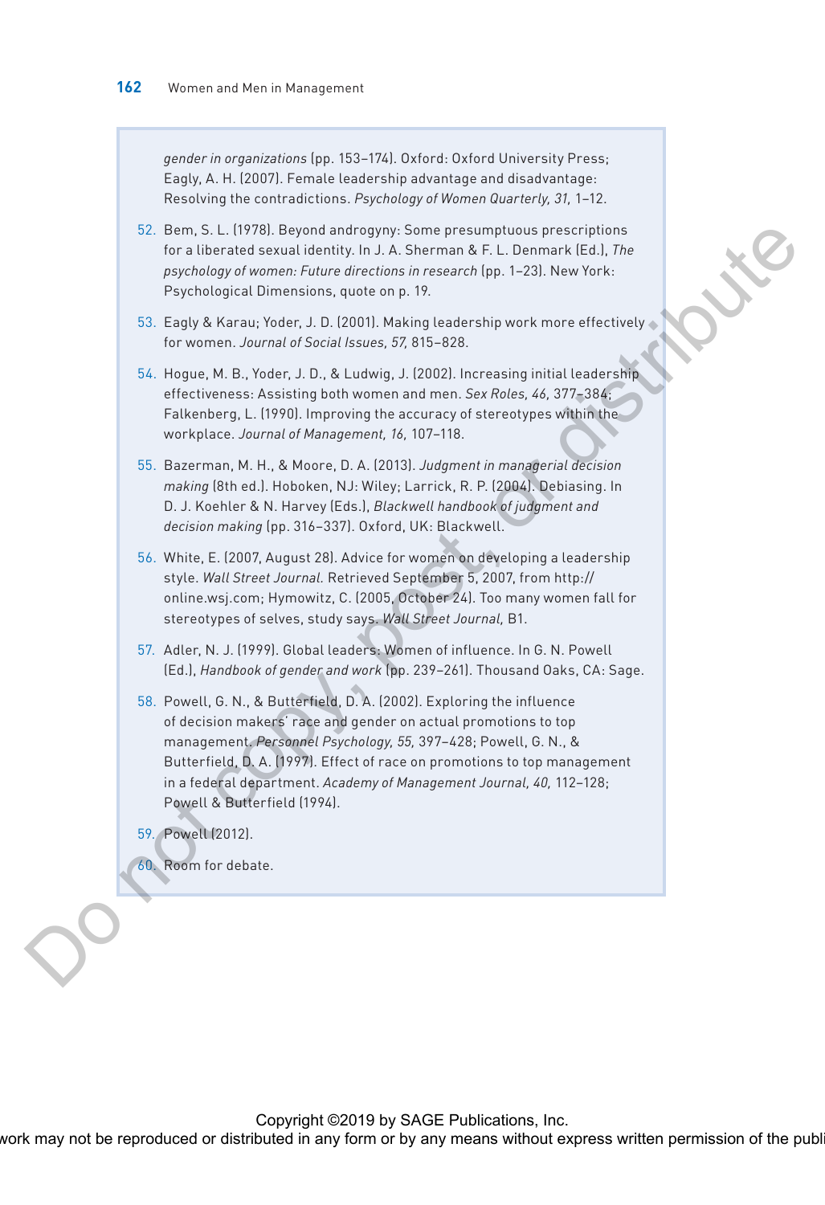*gender in organizations* (pp. 153–174). Oxford: Oxford University Press; Eagly, A. H. (2007). Female leadership advantage and disadvantage: Resolving the contradictions. *Psychology of Women Quarterly, 31,* 1–12.

52. Bem, S. L. (1978). Beyond androgyny: Some presumptuous prescriptions for a liberated sexual identity. In J. A. Sherman & F. L. Denmark (Ed.), *The psychology of women: Future directions in research* (pp. 1–23). New York: Psychological Dimensions, quote on p. 19.

53. Eagly & Karau; Yoder, J. D. (2001). Making leadership work more effectively for women. *Journal of Social Issues, 57,* 815–828.

54. Hogue, M. B., Yoder, J. D., & Ludwig, J. (2002). Increasing initial leadership effectiveness: Assisting both women and men. *Sex Roles, 46,* 377–384; Falkenberg, L. (1990). Improving the accuracy of stereotypes within the workplace. *Journal of Management, 16,* 107–118.

55. Bazerman, M. H., & Moore, D. A. (2013). *Judgment in managerial decision making* (8th ed.). Hoboken, NJ: Wiley; Larrick, R. P. (2004). Debiasing. In D. J. Koehler & N. Harvey (Eds.), *Blackwell handbook of judgment and decision making* (pp. 316–337). Oxford, UK: Blackwell.

56. White, E. (2007, August 28). Advice for women on developing a leadership style. *Wall Street Journal.* Retrieved September 5, 2007, from http://online.wsj.com; Hymowitz, C. (2005, October 24). Too many women fall for stereotypes of selves, study says. *Wall Street Journal,* B1.

57. Adler, N. J. (1999). Global leaders: Women of influence. In G. N. Powell (Ed.), *Handbook of gender and work* (pp. 239–261). Thousand Oaks, CA: Sage.

58. Powell, G. N., & Butterfield, D. A. (2002). Exploring the influence of decision makers' race and gender on actual promotions to top management. *Personnel Psychology, 55,* 397–428; Powell, G. N., & Butterfield, D. A. (1997). Effect of race on promotions to top management in a federal department. *Academy of Management Journal, 40,* 112–128; Powell & Butterfield (1994).

59. Powell (2012).

60. Room for debate.